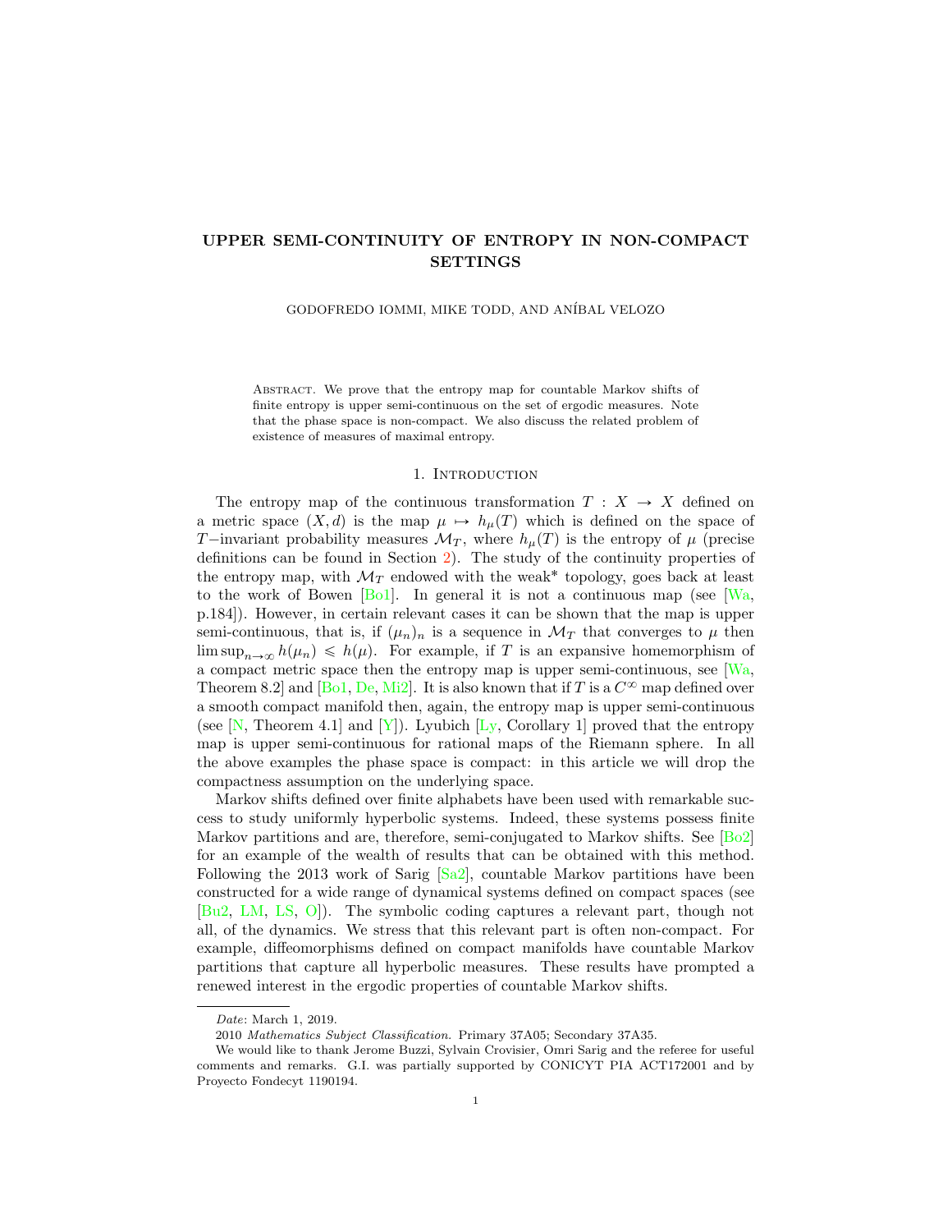# UPPER SEMI-CONTINUITY OF ENTROPY IN NON-COMPACT SETTINGS

GODOFREDO IOMMI, MIKE TODD, AND ANÍBAL VELOZO

Abstract. We prove that the entropy map for countable Markov shifts of finite entropy is upper semi-continuous on the set of ergodic measures. Note that the phase space is non-compact. We also discuss the related problem of existence of measures of maximal entropy.

## 1. Introduction

The entropy map of the continuous transformation $T : X \to X$ defined on a metric space $(X, d)$ is the map $\mu \mapsto h_\mu(T)$ which is defined on the space of $T-$invariant probability measures $\mathcal{M}_T$, where $h_\mu(T)$ is the entropy of $\mu$ (precise definitions can be found in Section 2). The study of the continuity properties of the entropy map, with $\mathcal{M}_T$ endowed with the weak* topology, goes back at least to the work of Bowen [Bo1]. In general it is not a continuous map (see [Wa, p.184]). However, in certain relevant cases it can be shown that the map is upper semi-continuous, that is, if $(\mu_n)_n$ is a sequence in $\mathcal{M}_T$ that converges to $\mu$ then $\limsup_{n\to\infty} h(\mu_n) \leqslant h(\mu)$. For example, if $T$ is an expansive homemorphism of a compact metric space then the entropy map is upper semi-continuous, see [Wa, Theorem 8.2] and [Bo1, De, Mi2]. It is also known that if $T$ is a $C^\infty$ map defined over a smooth compact manifold then, again, the entropy map is upper semi-continuous (see [N, Theorem 4.1] and [Y]). Lyubich [Ly, Corollary 1] proved that the entropy map is upper semi-continuous for rational maps of the Riemann sphere. In all the above examples the phase space is compact: in this article we will drop the compactness assumption on the underlying space.

Markov shifts defined over finite alphabets have been used with remarkable success to study uniformly hyperbolic systems. Indeed, these systems possess finite Markov partitions and are, therefore, semi-conjugated to Markov shifts. See [Bo2] for an example of the wealth of results that can be obtained with this method. Following the 2013 work of Sarig [Sa2], countable Markov partitions have been constructed for a wide range of dynamical systems defined on compact spaces (see [Bu2, LM, LS, O]). The symbolic coding captures a relevant part, though not all, of the dynamics. We stress that this relevant part is often non-compact. For example, diffeomorphisms defined on compact manifolds have countable Markov partitions that capture all hyperbolic measures. These results have prompted a renewed interest in the ergodic properties of countable Markov shifts.

---

*Date*: March 1, 2019.

2010 *Mathematics Subject Classification.* Primary 37A05; Secondary 37A35.

We would like to thank Jerome Buzzi, Sylvain Crovisier, Omri Sarig and the referee for useful comments and remarks. G.I. was partially supported by CONICYT PIA ACT172001 and by Proyecto Fondecyt 1190194.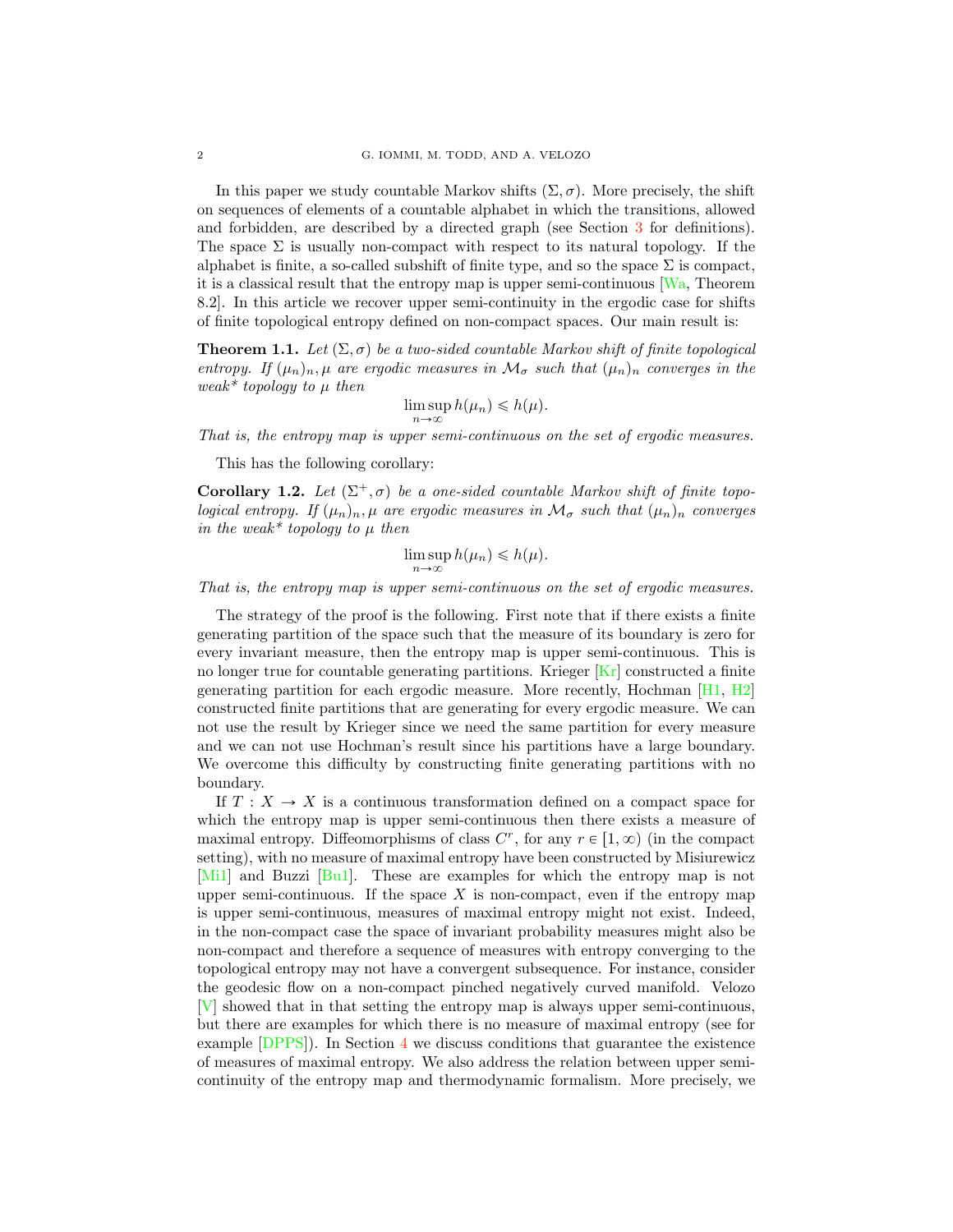In this paper we study countable Markov shifts $(\Sigma, \sigma)$. More precisely, the shift on sequences of elements of a countable alphabet in which the transitions, allowed and forbidden, are described by a directed graph (see Section 3 for definitions). The space $\Sigma$ is usually non-compact with respect to its natural topology. If the alphabet is finite, a so-called subshift of finite type, and so the space $\Sigma$ is compact, it is a classical result that the entropy map is upper semi-continuous [Wa, Theorem 8.2]. In this article we recover upper semi-continuity in the ergodic case for shifts of finite topological entropy defined on non-compact spaces. Our main result is:

**Theorem 1.1.** *Let $(\Sigma, \sigma)$ be a two-sided countable Markov shift of finite topological entropy. If $(\mu_n)_n, \mu$ are ergodic measures in $\mathcal{M}_\sigma$ such that $(\mu_n)_n$ converges in the weak\* topology to $\mu$ then*

$$\limsup_{n \to \infty} h(\mu_n) \leqslant h(\mu).$$

*That is, the entropy map is upper semi-continuous on the set of ergodic measures.*

This has the following corollary:

**Corollary 1.2.** *Let $(\Sigma^+, \sigma)$ be a one-sided countable Markov shift of finite topological entropy. If $(\mu_n)_n, \mu$ are ergodic measures in $\mathcal{M}_\sigma$ such that $(\mu_n)_n$ converges in the weak\* topology to $\mu$ then*

$$\limsup_{n \to \infty} h(\mu_n) \leqslant h(\mu).$$

*That is, the entropy map is upper semi-continuous on the set of ergodic measures.*

The strategy of the proof is the following. First note that if there exists a finite generating partition of the space such that the measure of its boundary is zero for every invariant measure, then the entropy map is upper semi-continuous. This is no longer true for countable generating partitions. Krieger [Kr] constructed a finite generating partition for each ergodic measure. More recently, Hochman [H1, H2] constructed finite partitions that are generating for every ergodic measure. We can not use the result by Krieger since we need the same partition for every measure and we can not use Hochman's result since his partitions have a large boundary. We overcome this difficulty by constructing finite generating partitions with no boundary.

If $T : X \to X$ is a continuous transformation defined on a compact space for which the entropy map is upper semi-continuous then there exists a measure of maximal entropy. Diffeomorphisms of class $C^r$, for any $r \in [1, \infty)$ (in the compact setting), with no measure of maximal entropy have been constructed by Misiurewicz [Mi1] and Buzzi [Bu1]. These are examples for which the entropy map is not upper semi-continuous. If the space $X$ is non-compact, even if the entropy map is upper semi-continuous, measures of maximal entropy might not exist. Indeed, in the non-compact case the space of invariant probability measures might also be non-compact and therefore a sequence of measures with entropy converging to the topological entropy may not have a convergent subsequence. For instance, consider the geodesic flow on a non-compact pinched negatively curved manifold. Velozo [V] showed that in that setting the entropy map is always upper semi-continuous, but there are examples for which there is no measure of maximal entropy (see for example [DPPS]). In Section 4 we discuss conditions that guarantee the existence of measures of maximal entropy. We also address the relation between upper semi-continuity of the entropy map and thermodynamic formalism. More precisely, we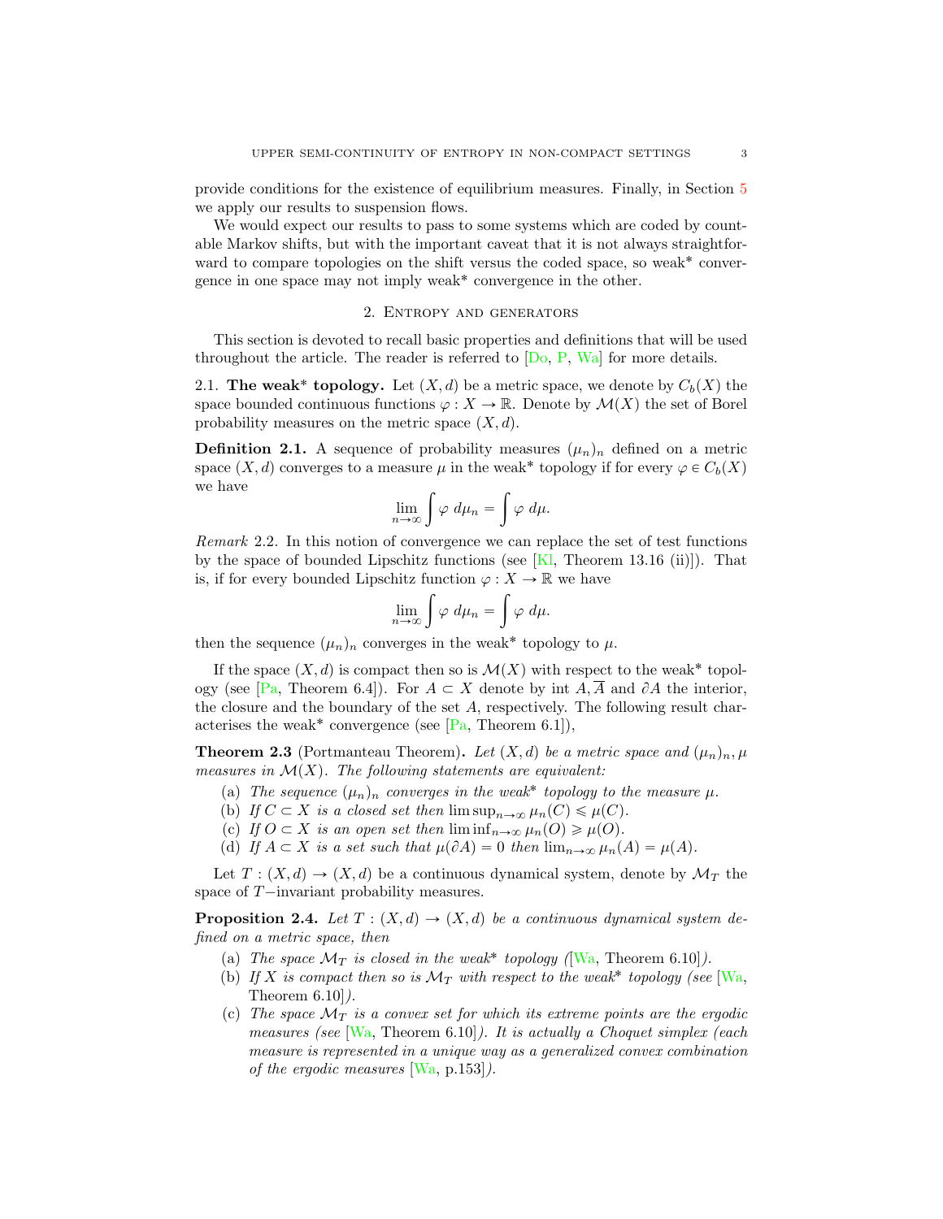provide conditions for the existence of equilibrium measures. Finally, in Section 5 we apply our results to suspension flows.

We would expect our results to pass to some systems which are coded by countable Markov shifts, but with the important caveat that it is not always straightforward to compare topologies on the shift versus the coded space, so weak* convergence in one space may not imply weak* convergence in the other.

## 2. Entropy and generators

This section is devoted to recall basic properties and definitions that will be used throughout the article. The reader is referred to [Do, P, Wa] for more details.

**2.1. The weak* topology.** Let $(X, d)$ be a metric space, we denote by $C_b(X)$ the space bounded continuous functions $\varphi : X \to \mathbb{R}$. Denote by $\mathcal{M}(X)$ the set of Borel probability measures on the metric space $(X, d)$.

**Definition 2.1.** A sequence of probability measures $(\mu_n)_n$ defined on a metric space $(X, d)$ converges to a measure $\mu$ in the weak* topology if for every $\varphi \in C_b(X)$ we have

$$\lim_{n\to\infty} \int \varphi \; d\mu_n = \int \varphi \; d\mu.$$

*Remark* 2.2. In this notion of convergence we can replace the set of test functions by the space of bounded Lipschitz functions (see [Kl, Theorem 13.16 (ii)]). That is, if for every bounded Lipschitz function $\varphi : X \to \mathbb{R}$ we have

$$\lim_{n\to\infty} \int \varphi \; d\mu_n = \int \varphi \; d\mu.$$

then the sequence $(\mu_n)_n$ converges in the weak* topology to $\mu$.

If the space $(X, d)$ is compact then so is $\mathcal{M}(X)$ with respect to the weak* topology (see [Pa, Theorem 6.4]). For $A \subset X$ denote by int $A, \overline{A}$ and $\partial A$ the interior, the closure and the boundary of the set $A$, respectively. The following result characterises the weak* convergence (see [Pa, Theorem 6.1]),

**Theorem 2.3** (Portmanteau Theorem)**.** *Let $(X, d)$ be a metric space and $(\mu_n)_n, \mu$ measures in $\mathcal{M}(X)$. The following statements are equivalent:*

- (a) *The sequence $(\mu_n)_n$ converges in the weak* topology to the measure $\mu$.*
- (b) *If $C \subset X$ is a closed set then $\limsup_{n\to\infty} \mu_n(C) \leqslant \mu(C)$.*
- (c) *If $O \subset X$ is an open set then $\liminf_{n\to\infty} \mu_n(O) \geqslant \mu(O)$.*
- (d) *If $A \subset X$ is a set such that $\mu(\partial A) = 0$ then $\lim_{n\to\infty} \mu_n(A) = \mu(A)$.*

Let $T : (X, d) \to (X, d)$ be a continuous dynamical system, denote by $\mathcal{M}_T$ the space of $T-$invariant probability measures.

**Proposition 2.4.** *Let $T : (X, d) \to (X, d)$ be a continuous dynamical system defined on a metric space, then*

- (a) *The space $\mathcal{M}_T$ is closed in the weak* topology (*[Wa, Theorem 6.10]*).*
- (b) *If $X$ is compact then so is $\mathcal{M}_T$ with respect to the weak* topology (see* [Wa, Theorem 6.10]*).*
- (c) *The space $\mathcal{M}_T$ is a convex set for which its extreme points are the ergodic measures (see* [Wa, Theorem 6.10]*). It is actually a Choquet simplex (each measure is represented in a unique way as a generalized convex combination of the ergodic measures* [Wa, p.153]*).*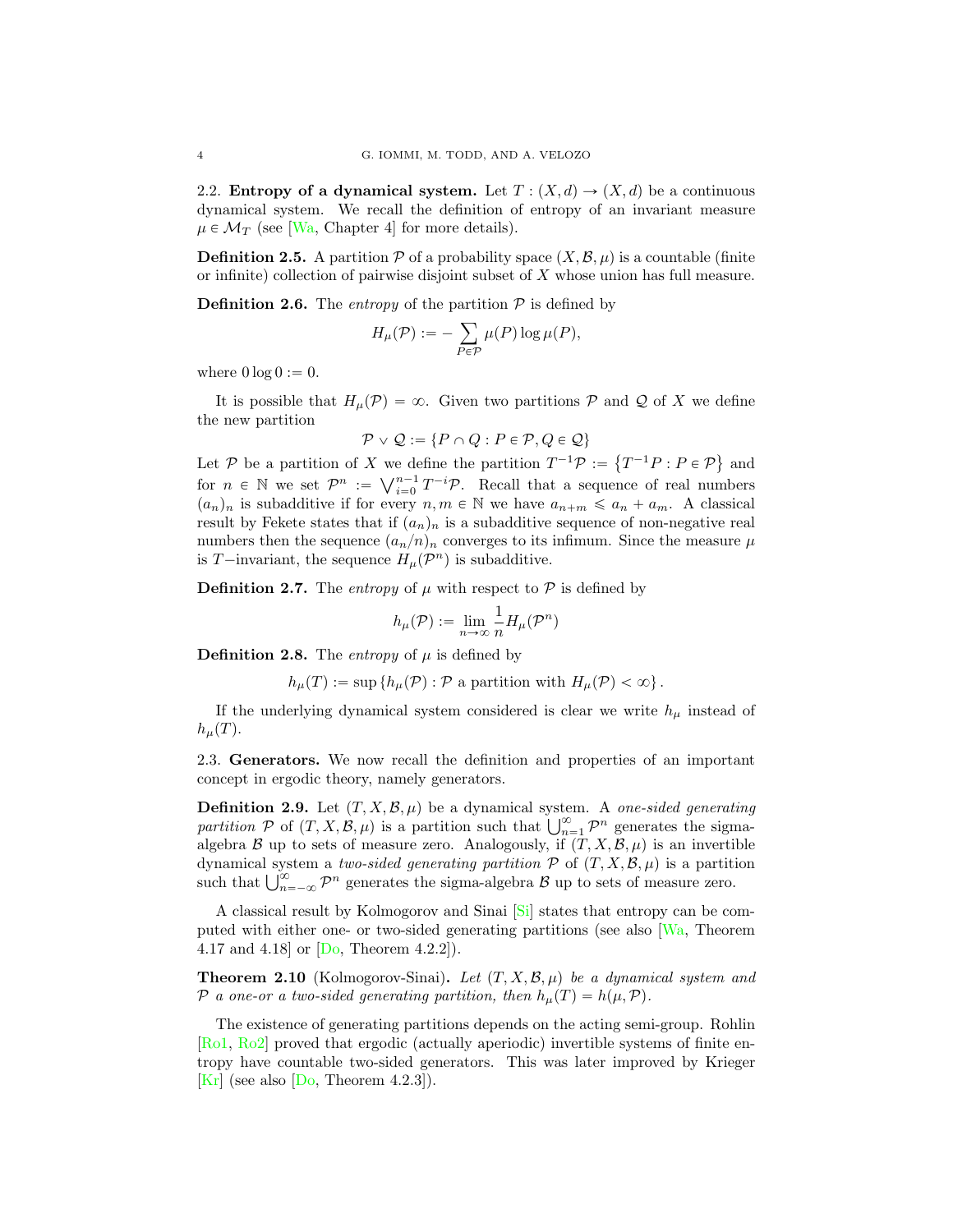2.2. **Entropy of a dynamical system.** Let $T : (X, d) \to (X, d)$ be a continuous dynamical system. We recall the definition of entropy of an invariant measure $\mu \in \mathcal{M}_T$ (see [Wa, Chapter 4] for more details).

**Definition 2.5.** A partition $\mathcal{P}$ of a probability space $(X, \mathcal{B}, \mu)$ is a countable (finite or infinite) collection of pairwise disjoint subset of $X$ whose union has full measure.

**Definition 2.6.** The *entropy* of the partition $\mathcal{P}$ is defined by

$$H_\mu(\mathcal{P}) := -\sum_{P \in \mathcal{P}} \mu(P) \log \mu(P),$$

where $0 \log 0 := 0$.

It is possible that $H_\mu(\mathcal{P}) = \infty$. Given two partitions $\mathcal{P}$ and $\mathcal{Q}$ of $X$ we define the new partition

$$\mathcal{P} \vee \mathcal{Q} := \{P \cap Q : P \in \mathcal{P}, Q \in \mathcal{Q}\}$$

Let $\mathcal{P}$ be a partition of $X$ we define the partition $T^{-1}\mathcal{P} := \left\{T^{-1}P : P \in \mathcal{P}\right\}$ and for $n \in \mathbb{N}$ we set $\mathcal{P}^n := \bigvee_{i=0}^{n-1} T^{-i}\mathcal{P}$. Recall that a sequence of real numbers $(a_n)_n$ is subadditive if for every $n, m \in \mathbb{N}$ we have $a_{n+m} \leqslant a_n + a_m$. A classical result by Fekete states that if $(a_n)_n$ is a subadditive sequence of non-negative real numbers then the sequence $(a_n/n)_n$ converges to its infimum. Since the measure $\mu$ is $T-$invariant, the sequence $H_\mu(\mathcal{P}^n)$ is subadditive.

**Definition 2.7.** The *entropy* of $\mu$ with respect to $\mathcal{P}$ is defined by

$$h_\mu(\mathcal{P}) := \lim_{n \to \infty} \frac{1}{n} H_\mu(\mathcal{P}^n)$$

**Definition 2.8.** The *entropy* of $\mu$ is defined by

$$h_\mu(T) := \sup \left\{h_\mu(\mathcal{P}) : \mathcal{P} \text{ a partition with } H_\mu(\mathcal{P}) < \infty\right\}.$$

If the underlying dynamical system considered is clear we write $h_\mu$ instead of $h_\mu(T)$.

2.3. **Generators.** We now recall the definition and properties of an important concept in ergodic theory, namely generators.

**Definition 2.9.** Let $(T, X, \mathcal{B}, \mu)$ be a dynamical system. A *one-sided generating partition* $\mathcal{P}$ of $(T, X, \mathcal{B}, \mu)$ is a partition such that $\bigcup_{n=1}^{\infty} \mathcal{P}^n$ generates the sigma-algebra $\mathcal{B}$ up to sets of measure zero. Analogously, if $(T, X, \mathcal{B}, \mu)$ is an invertible dynamical system a *two-sided generating partition* $\mathcal{P}$ of $(T, X, \mathcal{B}, \mu)$ is a partition such that $\bigcup_{n=-\infty}^{\infty} \mathcal{P}^n$ generates the sigma-algebra $\mathcal{B}$ up to sets of measure zero.

A classical result by Kolmogorov and Sinai [Si] states that entropy can be computed with either one- or two-sided generating partitions (see also [Wa, Theorem 4.17 and 4.18] or [Do, Theorem 4.2.2]).

**Theorem 2.10** (Kolmogorov-Sinai)**.** *Let $(T, X, \mathcal{B}, \mu)$ be a dynamical system and $\mathcal{P}$ a one-or a two-sided generating partition, then $h_\mu(T) = h(\mu, \mathcal{P})$.*

The existence of generating partitions depends on the acting semi-group. Rohlin [Ro1, Ro2] proved that ergodic (actually aperiodic) invertible systems of finite entropy have countable two-sided generators. This was later improved by Krieger [Kr] (see also [Do, Theorem 4.2.3]).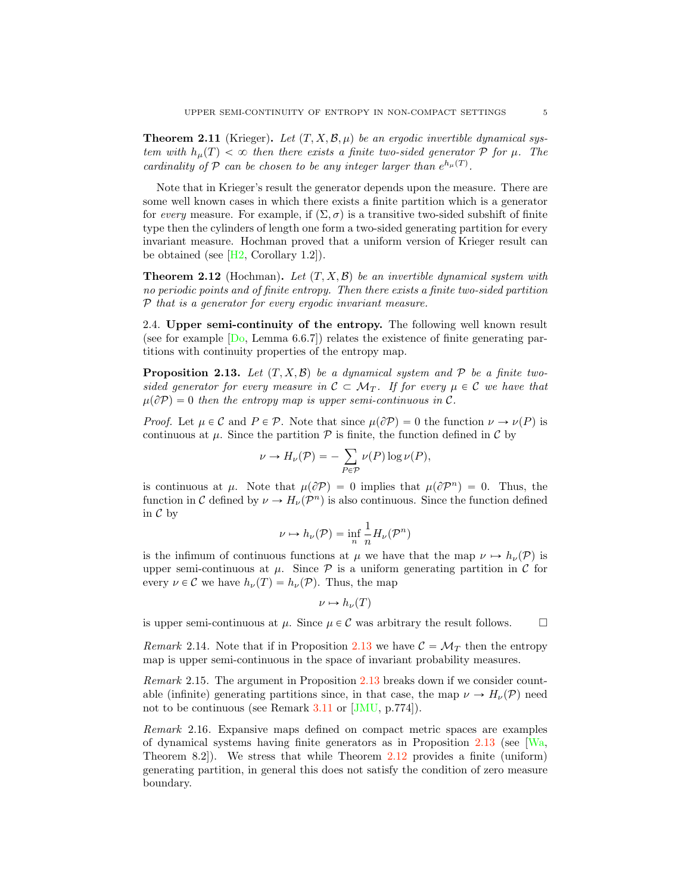**Theorem 2.11** (Krieger)**.** *Let $(T, X, \mathcal{B}, \mu)$ be an ergodic invertible dynamical system with $h_\mu(T) < \infty$ then there exists a finite two-sided generator $\mathcal{P}$ for $\mu$. The cardinality of $\mathcal{P}$ can be chosen to be any integer larger than $e^{h_\mu(T)}$.*

Note that in Krieger's result the generator depends upon the measure. There are some well known cases in which there exists a finite partition which is a generator for *every* measure. For example, if $(\Sigma, \sigma)$ is a transitive two-sided subshift of finite type then the cylinders of length one form a two-sided generating partition for every invariant measure. Hochman proved that a uniform version of Krieger result can be obtained (see [H2, Corollary 1.2]).

**Theorem 2.12** (Hochman)**.** *Let $(T, X, \mathcal{B})$ be an invertible dynamical system with no periodic points and of finite entropy. Then there exists a finite two-sided partition $\mathcal{P}$ that is a generator for every ergodic invariant measure.*

2.4. **Upper semi-continuity of the entropy.** The following well known result (see for example [Do, Lemma 6.6.7]) relates the existence of finite generating partitions with continuity properties of the entropy map.

**Proposition 2.13.** *Let $(T, X, \mathcal{B})$ be a dynamical system and $\mathcal{P}$ be a finite two-sided generator for every measure in $\mathcal{C} \subset \mathcal{M}_T$. If for every $\mu \in \mathcal{C}$ we have that $\mu(\partial\mathcal{P}) = 0$ then the entropy map is upper semi-continuous in $\mathcal{C}$.*

*Proof.* Let $\mu \in \mathcal{C}$ and $P \in \mathcal{P}$. Note that since $\mu(\partial\mathcal{P}) = 0$ the function $\nu \to \nu(P)$ is continuous at $\mu$. Since the partition $\mathcal{P}$ is finite, the function defined in $\mathcal{C}$ by

$$\nu \to H_\nu(\mathcal{P}) = -\sum_{P \in \mathcal{P}} \nu(P) \log \nu(P),$$

is continuous at $\mu$. Note that $\mu(\partial\mathcal{P}) = 0$ implies that $\mu(\partial\mathcal{P}^n) = 0$. Thus, the function in $\mathcal{C}$ defined by $\nu \to H_\nu(\mathcal{P}^n)$ is also continuous. Since the function defined in $\mathcal{C}$ by

$$\nu \mapsto h_\nu(\mathcal{P}) = \inf_n \frac{1}{n} H_\nu(\mathcal{P}^n)$$

is the infimum of continuous functions at $\mu$ we have that the map $\nu \mapsto h_\nu(\mathcal{P})$ is upper semi-continuous at $\mu$. Since $\mathcal{P}$ is a uniform generating partition in $\mathcal{C}$ for every $\nu \in \mathcal{C}$ we have $h_\nu(T) = h_\nu(\mathcal{P})$. Thus, the map

$$\nu \mapsto h_\nu(T)$$

is upper semi-continuous at $\mu$. Since $\mu \in \mathcal{C}$ was arbitrary the result follows. □

*Remark* 2.14. Note that if in Proposition 2.13 we have $\mathcal{C} = \mathcal{M}_T$ then the entropy map is upper semi-continuous in the space of invariant probability measures.

*Remark* 2.15. The argument in Proposition 2.13 breaks down if we consider countable (infinite) generating partitions since, in that case, the map $\nu \to H_\nu(\mathcal{P})$ need not to be continuous (see Remark 3.11 or [JMU, p.774]).

*Remark* 2.16. Expansive maps defined on compact metric spaces are examples of dynamical systems having finite generators as in Proposition 2.13 (see [Wa, Theorem 8.2]). We stress that while Theorem 2.12 provides a finite (uniform) generating partition, in general this does not satisfy the condition of zero measure boundary.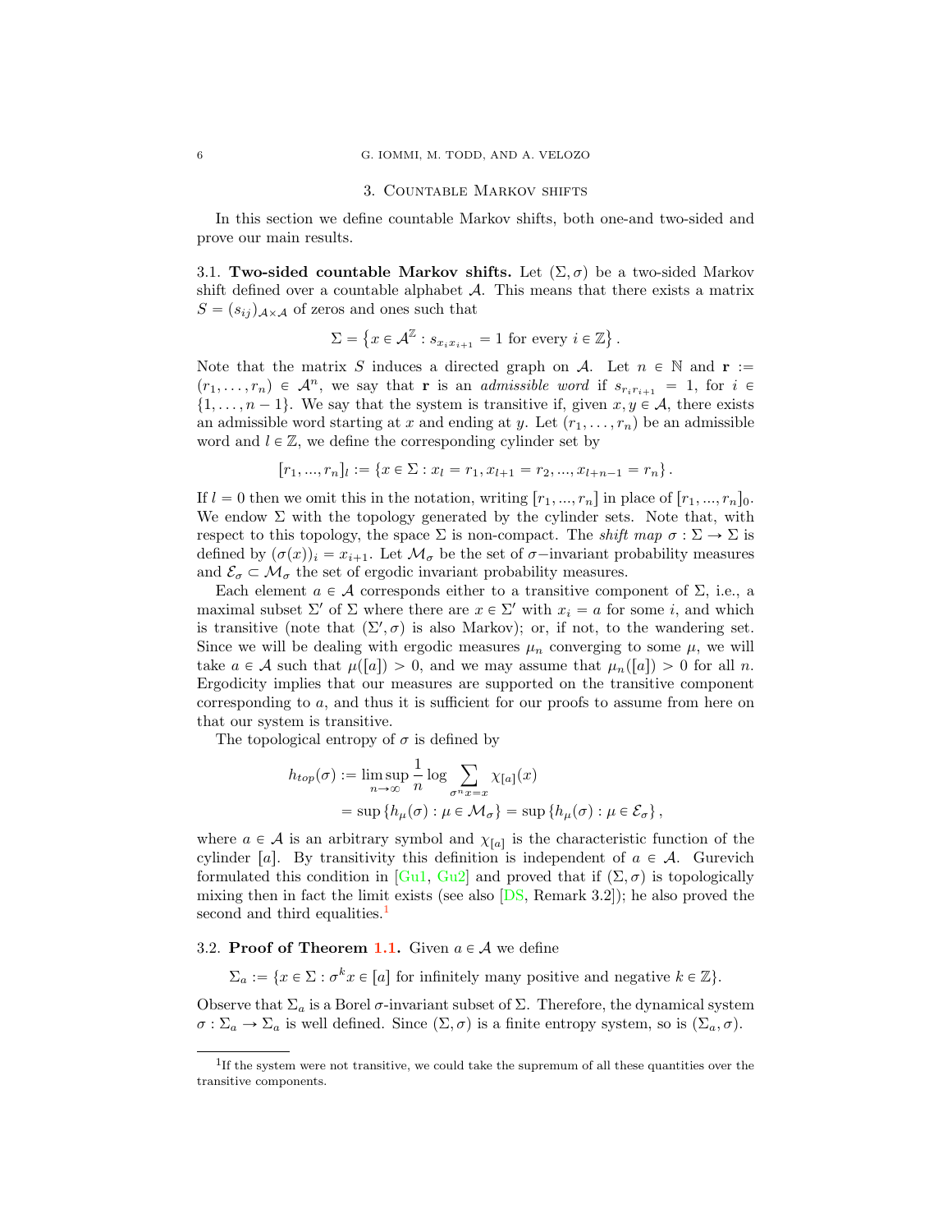## 3. Countable Markov shifts

In this section we define countable Markov shifts, both one-and two-sided and prove our main results.

**3.1. Two-sided countable Markov shifts.** Let $(\Sigma, \sigma)$ be a two-sided Markov shift defined over a countable alphabet $\mathcal{A}$. This means that there exists a matrix $S = (s_{ij})_{\mathcal{A}\times\mathcal{A}}$ of zeros and ones such that

$$\Sigma = \left\{ x \in \mathcal{A}^{\mathbb{Z}} : s_{x_i x_{i+1}} = 1 \text{ for every } i \in \mathbb{Z} \right\}.$$

Note that the matrix $S$ induces a directed graph on $\mathcal{A}$. Let $n \in \mathbb{N}$ and $\mathbf{r} := (r_1, \ldots, r_n) \in \mathcal{A}^n$, we say that $\mathbf{r}$ is an *admissible word* if $s_{r_i r_{i+1}} = 1$, for $i \in \{1, \ldots, n-1\}$. We say that the system is transitive if, given $x, y \in \mathcal{A}$, there exists an admissible word starting at $x$ and ending at $y$. Let $(r_1, \ldots, r_n)$ be an admissible word and $l \in \mathbb{Z}$, we define the corresponding cylinder set by

$$[r_1, ..., r_n]_l := \left\{ x \in \Sigma : x_l = r_1, x_{l+1} = r_2, ..., x_{l+n-1} = r_n \right\}.$$

If $l = 0$ then we omit this in the notation, writing $[r_1, ..., r_n]$ in place of $[r_1, ..., r_n]_0$. We endow $\Sigma$ with the topology generated by the cylinder sets. Note that, with respect to this topology, the space $\Sigma$ is non-compact. The *shift map* $\sigma : \Sigma \to \Sigma$ is defined by $(\sigma(x))_i = x_{i+1}$. Let $\mathcal{M}_\sigma$ be the set of $\sigma-$invariant probability measures and $\mathcal{E}_\sigma \subset \mathcal{M}_\sigma$ the set of ergodic invariant probability measures.

Each element $a \in \mathcal{A}$ corresponds either to a transitive component of $\Sigma$, i.e., a maximal subset $\Sigma'$ of $\Sigma$ where there are $x \in \Sigma'$ with $x_i = a$ for some $i$, and which is transitive (note that $(\Sigma', \sigma)$ is also Markov); or, if not, to the wandering set. Since we will be dealing with ergodic measures $\mu_n$ converging to some $\mu$, we will take $a \in \mathcal{A}$ such that $\mu([a]) > 0$, and we may assume that $\mu_n([a]) > 0$ for all $n$. Ergodicity implies that our measures are supported on the transitive component corresponding to $a$, and thus it is sufficient for our proofs to assume from here on that our system is transitive.

The topological entropy of $\sigma$ is defined by

$$\begin{aligned} h_{top}(\sigma) &:= \limsup_{n\to\infty} \frac{1}{n} \log \sum_{\sigma^n x = x} \chi_{[a]}(x) \\ &= \sup \left\{ h_\mu(\sigma) : \mu \in \mathcal{M}_\sigma \right\} = \sup \left\{ h_\mu(\sigma) : \mu \in \mathcal{E}_\sigma \right\}, \end{aligned}$$

where $a \in \mathcal{A}$ is an arbitrary symbol and $\chi_{[a]}$ is the characteristic function of the cylinder $[a]$. By transitivity this definition is independent of $a \in \mathcal{A}$. Gurevich formulated this condition in [Gu1, Gu2] and proved that if $(\Sigma, \sigma)$ is topologically mixing then in fact the limit exists (see also [DS, Remark 3.2]); he also proved the second and third equalities.[1]

**3.2. Proof of Theorem 1.1.** Given $a \in \mathcal{A}$ we define

$$\Sigma_a := \{ x \in \Sigma : \sigma^k x \in [a] \text{ for infinitely many positive and negative } k \in \mathbb{Z} \}.$$

Observe that $\Sigma_a$ is a Borel $\sigma$-invariant subset of $\Sigma$. Therefore, the dynamical system $\sigma : \Sigma_a \to \Sigma_a$ is well defined. Since $(\Sigma, \sigma)$ is a finite entropy system, so is $(\Sigma_a, \sigma)$.

[1] If the system were not transitive, we could take the supremum of all these quantities over the transitive components.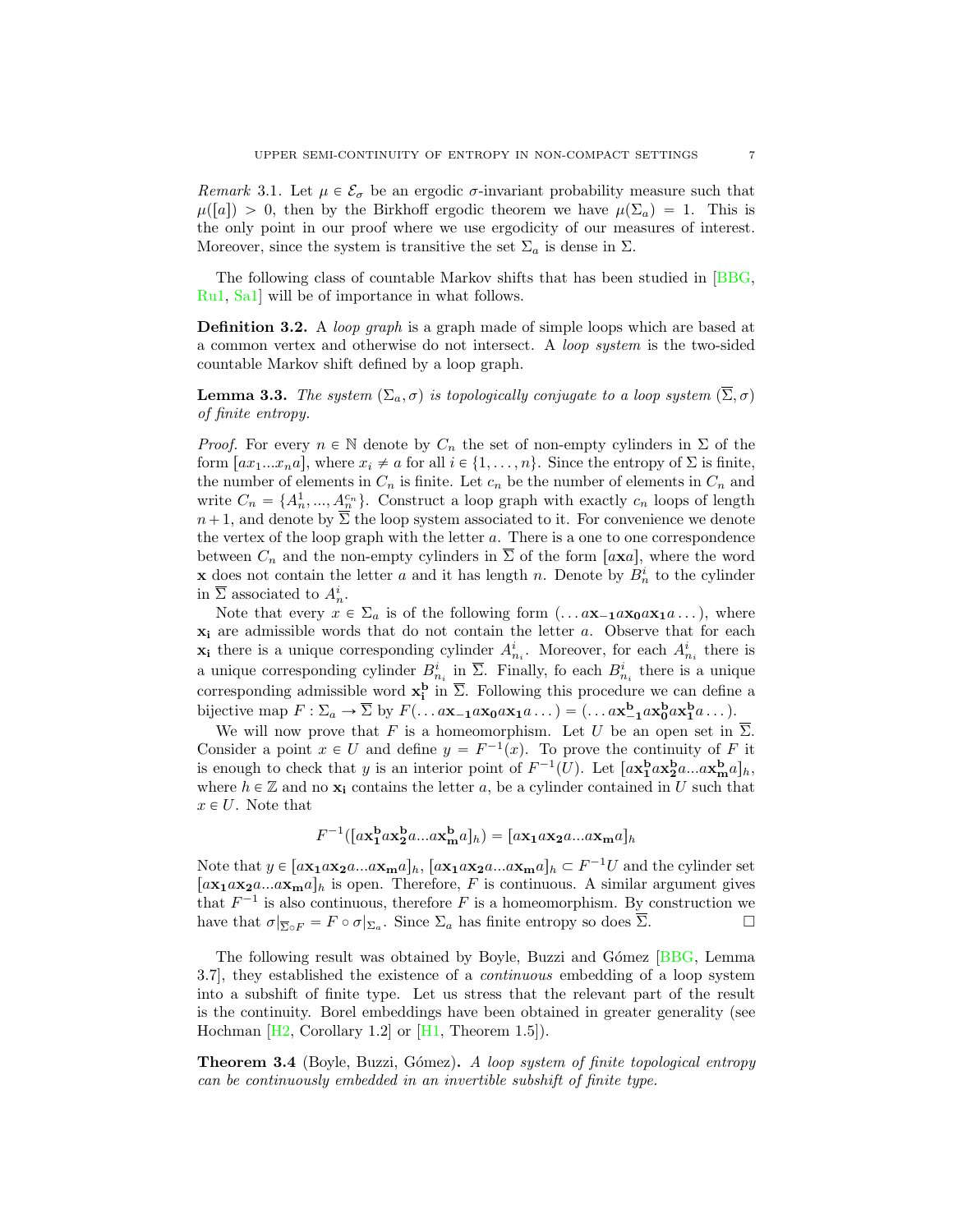*Remark* 3.1. Let $\mu \in \mathcal{E}_\sigma$ be an ergodic $\sigma$-invariant probability measure such that $\mu([a]) > 0$, then by the Birkhoff ergodic theorem we have $\mu(\Sigma_a) = 1$. This is the only point in our proof where we use ergodicity of our measures of interest. Moreover, since the system is transitive the set $\Sigma_a$ is dense in $\Sigma$.

The following class of countable Markov shifts that has been studied in [BBG, Ru1, Sa1] will be of importance in what follows.

**Definition 3.2.** A *loop graph* is a graph made of simple loops which are based at a common vertex and otherwise do not intersect. A *loop system* is the two-sided countable Markov shift defined by a loop graph.

**Lemma 3.3.** *The system $(\Sigma_a, \sigma)$ is topologically conjugate to a loop system $(\overline{\Sigma}, \sigma)$ of finite entropy.*

*Proof.* For every $n \in \mathbb{N}$ denote by $C_n$ the set of non-empty cylinders in $\Sigma$ of the form $[ax_1...x_n a]$, where $x_i \neq a$ for all $i \in \{1, \dots, n\}$. Since the entropy of $\Sigma$ is finite, the number of elements in $C_n$ is finite. Let $c_n$ be the number of elements in $C_n$ and write $C_n = \{A_n^1, ..., A_n^{c_n}\}$. Construct a loop graph with exactly $c_n$ loops of length $n+1$, and denote by $\overline{\Sigma}$ the loop system associated to it. For convenience we denote the vertex of the loop graph with the letter $a$. There is a one to one correspondence between $C_n$ and the non-empty cylinders in $\overline{\Sigma}$ of the form $[a\mathbf{x}a]$, where the word $\mathbf{x}$ does not contain the letter $a$ and it has length $n$. Denote by $B_n^i$ to the cylinder in $\overline{\Sigma}$ associated to $A_n^i$.

Note that every $x \in \Sigma_a$ is of the following form $(\dots a\mathbf{x_{-1}}a\mathbf{x_0}a\mathbf{x_1}a\dots)$, where $\mathbf{x_i}$ are admissible words that do not contain the letter $a$. Observe that for each $\mathbf{x_i}$ there is a unique corresponding cylinder $A_{n_i}^i$. Moreover, for each $A_{n_i}^i$ there is a unique corresponding cylinder $B_{n_i}^i$ in $\overline{\Sigma}$. Finally, fo each $B_{n_i}^i$ there is a unique corresponding admissible word $\mathbf{x_i^b}$ in $\overline{\Sigma}$. Following this procedure we can define a bijective map $F : \Sigma_a \to \overline{\Sigma}$ by $F(\dots a\mathbf{x_{-1}}a\mathbf{x_0}a\mathbf{x_1}a\dots) = (\dots a\mathbf{x_{-1}^b}a\mathbf{x_0^b}a\mathbf{x_1^b}a\dots)$.

We will now prove that $F$ is a homeomorphism. Let $U$ be an open set in $\overline{\Sigma}$. Consider a point $x \in U$ and define $y = F^{-1}(x)$. To prove the continuity of $F$ it is enough to check that $y$ is an interior point of $F^{-1}(U)$. Let $[a\mathbf{x_1^b}a\mathbf{x_2^b}a...a\mathbf{x_m^b}a]_h$, where $h \in \mathbb{Z}$ and no $\mathbf{x_i}$ contains the letter $a$, be a cylinder contained in $U$ such that $x \in U$. Note that

$$F^{-1}([a\mathbf{x_1^b}a\mathbf{x_2^b}a...a\mathbf{x_m^b}a]_h) = [a\mathbf{x_1}a\mathbf{x_2}a...a\mathbf{x_m}a]_h$$

Note that $y \in [a\mathbf{x_1}a\mathbf{x_2}a...a\mathbf{x_m}a]_h$, $[a\mathbf{x_1}a\mathbf{x_2}a...a\mathbf{x_m}a]_h \subset F^{-1}U$ and the cylinder set $[a\mathbf{x_1}a\mathbf{x_2}a...a\mathbf{x_m}a]_h$ is open. Therefore, $F$ is continuous. A similar argument gives that $F^{-1}$ is also continuous, therefore $F$ is a homeomorphism. By construction we have that $\sigma|_{\overline{\Sigma}\circ F} = F \circ \sigma|_{\Sigma_a}$. Since $\Sigma_a$ has finite entropy so does $\overline{\Sigma}$. $\square$

The following result was obtained by Boyle, Buzzi and Gómez [BBG, Lemma 3.7], they established the existence of a *continuous* embedding of a loop system into a subshift of finite type. Let us stress that the relevant part of the result is the continuity. Borel embeddings have been obtained in greater generality (see Hochman [H2, Corollary 1.2] or [H1, Theorem 1.5]).

**Theorem 3.4** (Boyle, Buzzi, Gómez)**.** *A loop system of finite topological entropy can be continuously embedded in an invertible subshift of finite type.*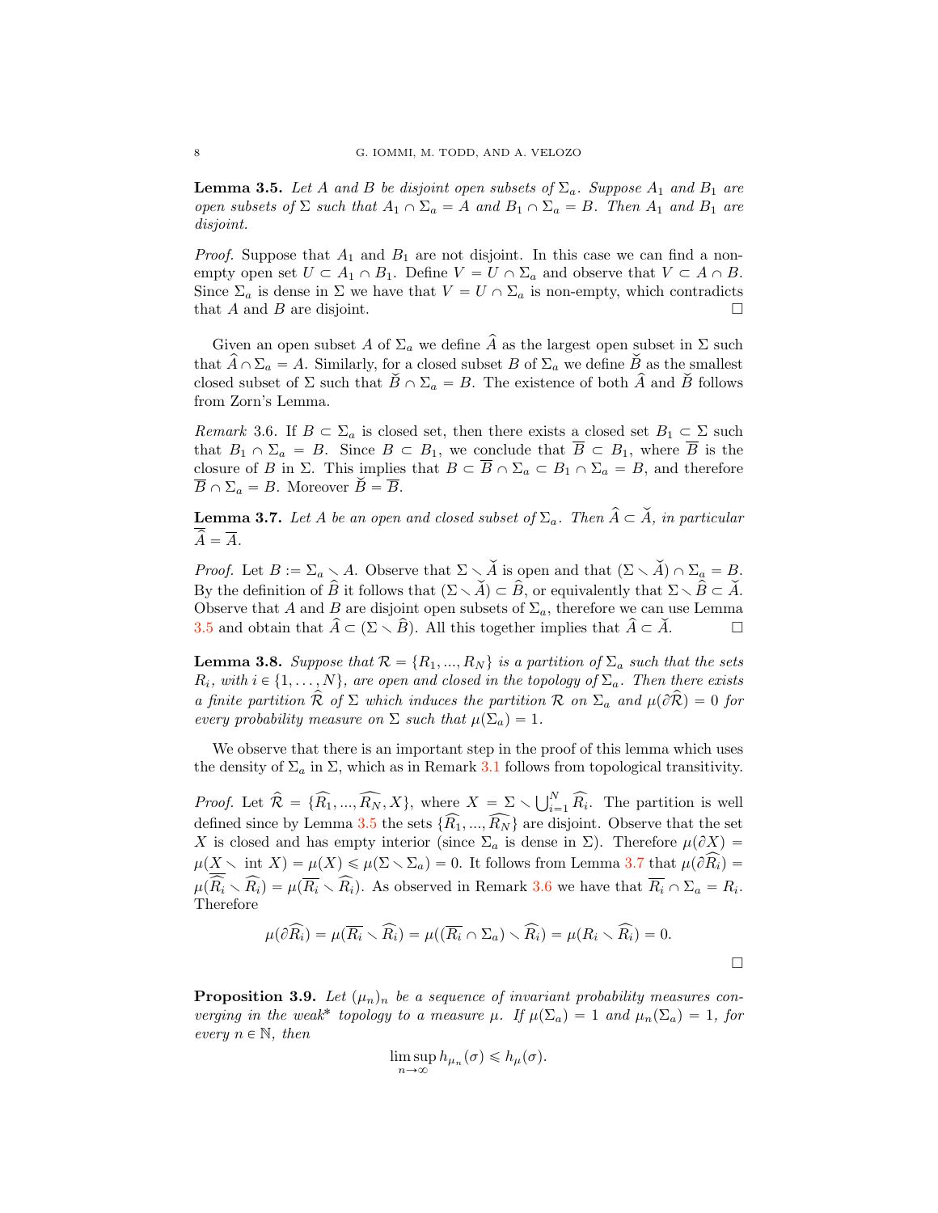**Lemma 3.5.** *Let $A$ and $B$ be disjoint open subsets of $\Sigma_a$. Suppose $A_1$ and $B_1$ are open subsets of $\Sigma$ such that $A_1 \cap \Sigma_a = A$ and $B_1 \cap \Sigma_a = B$. Then $A_1$ and $B_1$ are disjoint.*

*Proof.* Suppose that $A_1$ and $B_1$ are not disjoint. In this case we can find a non-empty open set $U \subset A_1 \cap B_1$. Define $V = U \cap \Sigma_a$ and observe that $V \subset A \cap B$. Since $\Sigma_a$ is dense in $\Sigma$ we have that $V = U \cap \Sigma_a$ is non-empty, which contradicts that $A$ and $B$ are disjoint. $\square$

Given an open subset $A$ of $\Sigma_a$ we define $\widehat{A}$ as the largest open subset in $\Sigma$ such that $\widehat{A} \cap \Sigma_a = A$. Similarly, for a closed subset $B$ of $\Sigma_a$ we define $\breve{B}$ as the smallest closed subset of $\Sigma$ such that $\breve{B} \cap \Sigma_a = B$. The existence of both $\widehat{A}$ and $\breve{B}$ follows from Zorn's Lemma.

*Remark* 3.6. If $B \subset \Sigma_a$ is closed set, then there exists a closed set $B_1 \subset \Sigma$ such that $B_1 \cap \Sigma_a = B$. Since $B \subset B_1$, we conclude that $\overline{B} \subset B_1$, where $\overline{B}$ is the closure of $B$ in $\Sigma$. This implies that $B \subset \overline{B} \cap \Sigma_a \subset B_1 \cap \Sigma_a = B$, and therefore $\overline{B} \cap \Sigma_a = B$. Moreover $\breve{B} = \overline{B}$.

**Lemma 3.7.** *Let $A$ be an open and closed subset of $\Sigma_a$. Then $\widehat{A} \subset \breve{A}$, in particular $\overline{\widehat{A}} = \overline{A}$.*

*Proof.* Let $B := \Sigma_a \setminus A$. Observe that $\Sigma \setminus \breve{A}$ is open and that $(\Sigma \setminus \breve{A}) \cap \Sigma_a = B$. By the definition of $\widehat{B}$ it follows that $(\Sigma \setminus \breve{A}) \subset \widehat{B}$, or equivalently that $\Sigma \setminus \widehat{B} \subset \breve{A}$. Observe that $A$ and $B$ are disjoint open subsets of $\Sigma_a$, therefore we can use Lemma 3.5 and obtain that $\widehat{A} \subset (\Sigma \setminus \widehat{B})$. All this together implies that $\widehat{A} \subset \breve{A}$. $\square$

**Lemma 3.8.** *Suppose that $\mathcal{R} = \{R_1, ..., R_N\}$ is a partition of $\Sigma_a$ such that the sets $R_i$, with $i \in \{1, \ldots, N\}$, are open and closed in the topology of $\Sigma_a$. Then there exists a finite partition $\widehat{\mathcal{R}}$ of $\Sigma$ which induces the partition $\mathcal{R}$ on $\Sigma_a$ and $\mu(\partial \widehat{\mathcal{R}}) = 0$ for every probability measure on $\Sigma$ such that $\mu(\Sigma_a) = 1$.*

We observe that there is an important step in the proof of this lemma which uses the density of $\Sigma_a$ in $\Sigma$, which as in Remark 3.1 follows from topological transitivity.

*Proof.* Let $\widehat{\mathcal{R}} = \{\widehat{R_1}, ..., \widehat{R_N}, X\}$, where $X = \Sigma \setminus \bigcup_{i=1}^{N} \widehat{R_i}$. The partition is well defined since by Lemma 3.5 the sets $\{\widehat{R_1}, ..., \widehat{R_N}\}$ are disjoint. Observe that the set $X$ is closed and has empty interior (since $\Sigma_a$ is dense in $\Sigma$). Therefore $\mu(\partial X) = \mu(X \setminus \text{ int } X) = \mu(X) \leqslant \mu(\Sigma \setminus \Sigma_a) = 0$. It follows from Lemma 3.7 that $\mu(\partial \widehat{R_i}) = \mu(\overline{\widehat{R_i}} \setminus \widehat{R_i}) = \mu(\overline{R_i} \setminus \widehat{R_i})$. As observed in Remark 3.6 we have that $\overline{R_i} \cap \Sigma_a = R_i$. Therefore

$$\mu(\partial \widehat{R_i}) = \mu(\overline{R_i} \setminus \widehat{R_i}) = \mu((\overline{R_i} \cap \Sigma_a) \setminus \widehat{R_i}) = \mu(R_i \setminus \widehat{R_i}) = 0.$$

$\square$

**Proposition 3.9.** *Let $(\mu_n)_n$ be a sequence of invariant probability measures converging in the weak\* topology to a measure $\mu$. If $\mu(\Sigma_a) = 1$ and $\mu_n(\Sigma_a) = 1$, for every $n \in \mathbb{N}$, then*

$$\limsup_{n \to \infty} h_{\mu_n}(\sigma) \leqslant h_\mu(\sigma).$$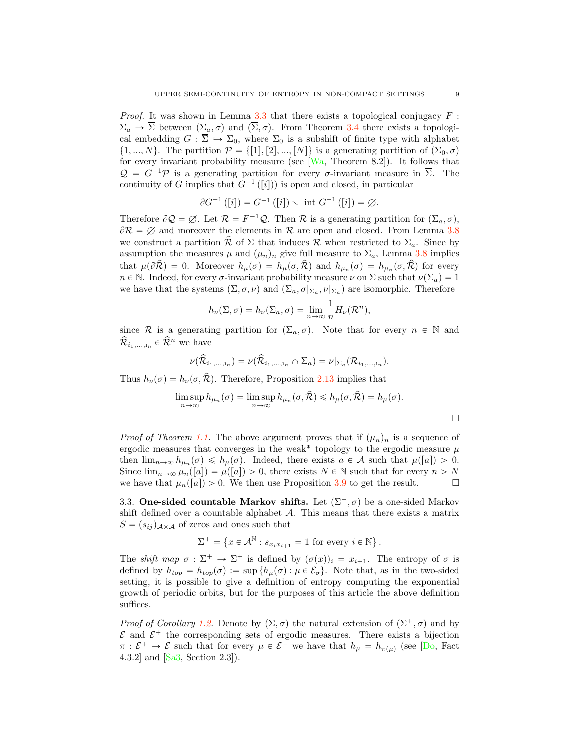*Proof.* It was shown in Lemma 3.3 that there exists a topological conjugacy $F : \Sigma_a \to \overline{\Sigma}$ between $(\Sigma_a, \sigma)$ and $(\overline{\Sigma}, \sigma)$. From Theorem 3.4 there exists a topological embedding $G : \overline{\Sigma} \hookrightarrow \Sigma_0$, where $\Sigma_0$ is a subshift of finite type with alphabet $\{1, ..., N\}$. The partition $\mathcal{P} = \{[1], [2], ..., [N]\}$ is a generating partition of $(\Sigma_0, \sigma)$ for every invariant probability measure (see [Wa, Theorem 8.2]). It follows that $\mathcal{Q} = G^{-1}\mathcal{P}$ is a generating partition for every $\sigma$-invariant measure in $\overline{\Sigma}$. The continuity of $G$ implies that $G^{-1}([i])$ is open and closed, in particular

$$\partial G^{-1}([i]) = \overline{G^{-1}([i])} \setminus \text{ int } G^{-1}([i]) = \varnothing.$$

Therefore $\partial \mathcal{Q} = \varnothing$. Let $\mathcal{R} = F^{-1}\mathcal{Q}$. Then $\mathcal{R}$ is a generating partition for $(\Sigma_a, \sigma)$, $\partial \mathcal{R} = \varnothing$ and moreover the elements in $\mathcal{R}$ are open and closed. From Lemma 3.8 we construct a partition $\widehat{\mathcal{R}}$ of $\Sigma$ that induces $\mathcal{R}$ when restricted to $\Sigma_a$. Since by assumption the measures $\mu$ and $(\mu_n)_n$ give full measure to $\Sigma_a$, Lemma 3.8 implies that $\mu(\partial \widehat{\mathcal{R}}) = 0$. Moreover $h_\mu(\sigma) = h_\mu(\sigma, \widehat{\mathcal{R}})$ and $h_{\mu_n}(\sigma) = h_{\mu_n}(\sigma, \widehat{\mathcal{R}})$ for every $n \in \mathbb{N}$. Indeed, for every $\sigma$-invariant probability measure $\nu$ on $\Sigma$ such that $\nu(\Sigma_a) = 1$ we have that the systems $(\Sigma, \sigma, \nu)$ and $(\Sigma_a, \sigma|_{\Sigma_a}, \nu|_{\Sigma_a})$ are isomorphic. Therefore

$$h_\nu(\Sigma, \sigma) = h_\nu(\Sigma_a, \sigma) = \lim_{n \to \infty} \frac{1}{n} H_\nu(\mathcal{R}^n),$$

since $\mathcal{R}$ is a generating partition for $(\Sigma_a, \sigma)$. Note that for every $n \in \mathbb{N}$ and $\widehat{\mathcal{R}}_{i_1, ..., i_n} \in \widehat{\mathcal{R}}^n$ we have

$$\nu(\widehat{\mathcal{R}}_{i_1, ..., i_n}) = \nu(\widehat{\mathcal{R}}_{i_1, ..., i_n} \cap \Sigma_a) = \nu|_{\Sigma_a}(\mathcal{R}_{i_1, ..., i_n}).$$

Thus $h_\nu(\sigma) = h_\nu(\sigma, \widehat{\mathcal{R}})$. Therefore, Proposition 2.13 implies that

$$\limsup_{n \to \infty} h_{\mu_n}(\sigma) = \limsup_{n \to \infty} h_{\mu_n}(\sigma, \widehat{\mathcal{R}}) \leqslant h_\mu(\sigma, \widehat{\mathcal{R}}) = h_\mu(\sigma).$$

□

*Proof of Theorem 1.1.* The above argument proves that if $(\mu_n)_n$ is a sequence of ergodic measures that converges in the weak* topology to the ergodic measure $\mu$ then $\lim_{n \to \infty} h_{\mu_n}(\sigma) \leqslant h_\mu(\sigma)$. Indeed, there exists $a \in \mathcal{A}$ such that $\mu([a]) > 0$. Since $\lim_{n \to \infty} \mu_n([a]) = \mu([a]) > 0$, there exists $N \in \mathbb{N}$ such that for every $n > N$ we have that $\mu_n([a]) > 0$. We then use Proposition 3.9 to get the result. □

3.3. **One-sided countable Markov shifts.** Let $(\Sigma^+, \sigma)$ be a one-sided Markov shift defined over a countable alphabet $\mathcal{A}$. This means that there exists a matrix $S = (s_{ij})_{\mathcal{A} \times \mathcal{A}}$ of zeros and ones such that

$$\Sigma^+ = \left\{ x \in \mathcal{A}^{\mathbb{N}} : s_{x_i x_{i+1}} = 1 \text{ for every } i \in \mathbb{N} \right\}.$$

The *shift map* $\sigma : \Sigma^+ \to \Sigma^+$ is defined by $(\sigma(x))_i = x_{i+1}$. The entropy of $\sigma$ is defined by $h_{top} = h_{top}(\sigma) := \sup \{h_\mu(\sigma) : \mu \in \mathcal{E}_\sigma\}$. Note that, as in the two-sided setting, it is possible to give a definition of entropy computing the exponential growth of periodic orbits, but for the purposes of this article the above definition suffices.

*Proof of Corollary 1.2.* Denote by $(\Sigma, \sigma)$ the natural extension of $(\Sigma^+, \sigma)$ and by $\mathcal{E}$ and $\mathcal{E}^+$ the corresponding sets of ergodic measures. There exists a bijection $\pi : \mathcal{E}^+ \to \mathcal{E}$ such that for every $\mu \in \mathcal{E}^+$ we have that $h_\mu = h_{\pi(\mu)}$ (see [Do, Fact 4.3.2] and [Sa3, Section 2.3]).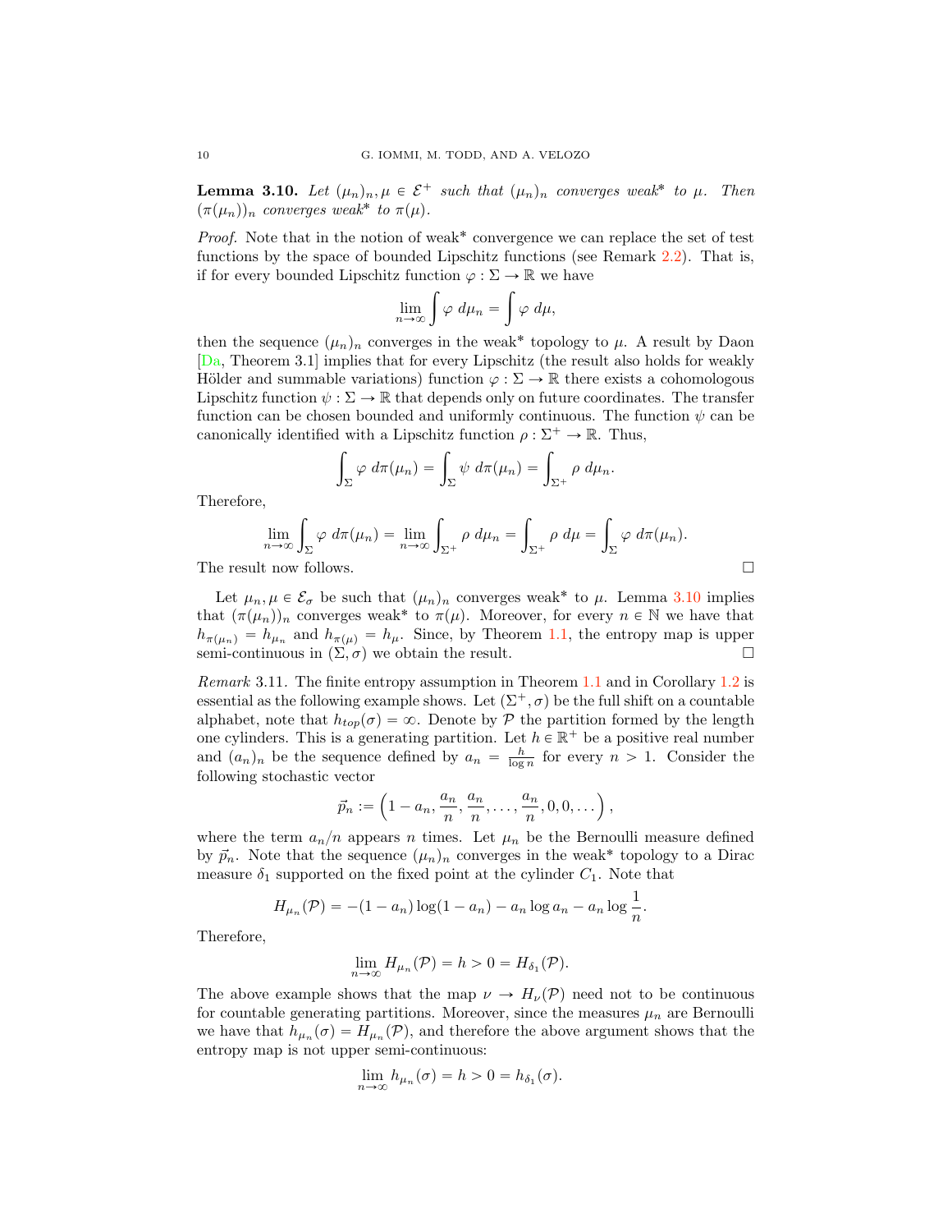**Lemma 3.10.** *Let $(\mu_n)_n, \mu \in \mathcal{E}^+$ such that $(\mu_n)_n$ converges weak\* to $\mu$. Then $(\pi(\mu_n))_n$ converges weak\* to $\pi(\mu)$.*

*Proof.* Note that in the notion of weak* convergence we can replace the set of test functions by the space of bounded Lipschitz functions (see Remark 2.2). That is, if for every bounded Lipschitz function $\varphi : \Sigma \to \mathbb{R}$ we have

$$\lim_{n \to \infty} \int \varphi \, d\mu_n = \int \varphi \, d\mu,$$

then the sequence $(\mu_n)_n$ converges in the weak* topology to $\mu$. A result by Daon [Da, Theorem 3.1] implies that for every Lipschitz (the result also holds for weakly Hölder and summable variations) function $\varphi : \Sigma \to \mathbb{R}$ there exists a cohomologous Lipschitz function $\psi : \Sigma \to \mathbb{R}$ that depends only on future coordinates. The transfer function can be chosen bounded and uniformly continuous. The function $\psi$ can be canonically identified with a Lipschitz function $\rho : \Sigma^+ \to \mathbb{R}$. Thus,

$$\int_\Sigma \varphi \, d\pi(\mu_n) = \int_\Sigma \psi \, d\pi(\mu_n) = \int_{\Sigma^+} \rho \, d\mu_n.$$

Therefore,

$$\lim_{n \to \infty} \int_\Sigma \varphi \, d\pi(\mu_n) = \lim_{n \to \infty} \int_{\Sigma^+} \rho \, d\mu_n = \int_{\Sigma^+} \rho \, d\mu = \int_\Sigma \varphi \, d\pi(\mu_n).$$

The result now follows. □

Let $\mu_n, \mu \in \mathcal{E}_\sigma$ be such that $(\mu_n)_n$ converges weak* to $\mu$. Lemma 3.10 implies that $(\pi(\mu_n))_n$ converges weak* to $\pi(\mu)$. Moreover, for every $n \in \mathbb{N}$ we have that $h_{\pi(\mu_n)} = h_{\mu_n}$ and $h_{\pi(\mu)} = h_\mu$. Since, by Theorem 1.1, the entropy map is upper semi-continuous in $(\Sigma, \sigma)$ we obtain the result. □

*Remark* 3.11. The finite entropy assumption in Theorem 1.1 and in Corollary 1.2 is essential as the following example shows. Let $(\Sigma^+, \sigma)$ be the full shift on a countable alphabet, note that $h_{top}(\sigma) = \infty$. Denote by $\mathcal{P}$ the partition formed by the length one cylinders. This is a generating partition. Let $h \in \mathbb{R}^+$ be a positive real number and $(a_n)_n$ be the sequence defined by $a_n = \frac{h}{\log n}$ for every $n > 1$. Consider the following stochastic vector

$$\vec{p}_n := \left(1 - a_n, \frac{a_n}{n}, \frac{a_n}{n}, \dots, \frac{a_n}{n}, 0, 0, \dots \right),$$

where the term $a_n/n$ appears $n$ times. Let $\mu_n$ be the Bernoulli measure defined by $\vec{p}_n$. Note that the sequence $(\mu_n)_n$ converges in the weak* topology to a Dirac measure $\delta_1$ supported on the fixed point at the cylinder $C_1$. Note that

$$H_{\mu_n}(\mathcal{P}) = -(1 - a_n)\log(1 - a_n) - a_n \log a_n - a_n \log \frac{1}{n}.$$

Therefore,

$$\lim_{n \to \infty} H_{\mu_n}(\mathcal{P}) = h > 0 = H_{\delta_1}(\mathcal{P}).$$

The above example shows that the map $\nu \to H_\nu(\mathcal{P})$ need not to be continuous for countable generating partitions. Moreover, since the measures $\mu_n$ are Bernoulli we have that $h_{\mu_n}(\sigma) = H_{\mu_n}(\mathcal{P})$, and therefore the above argument shows that the entropy map is not upper semi-continuous:

$$\lim_{n \to \infty} h_{\mu_n}(\sigma) = h > 0 = h_{\delta_1}(\sigma).$$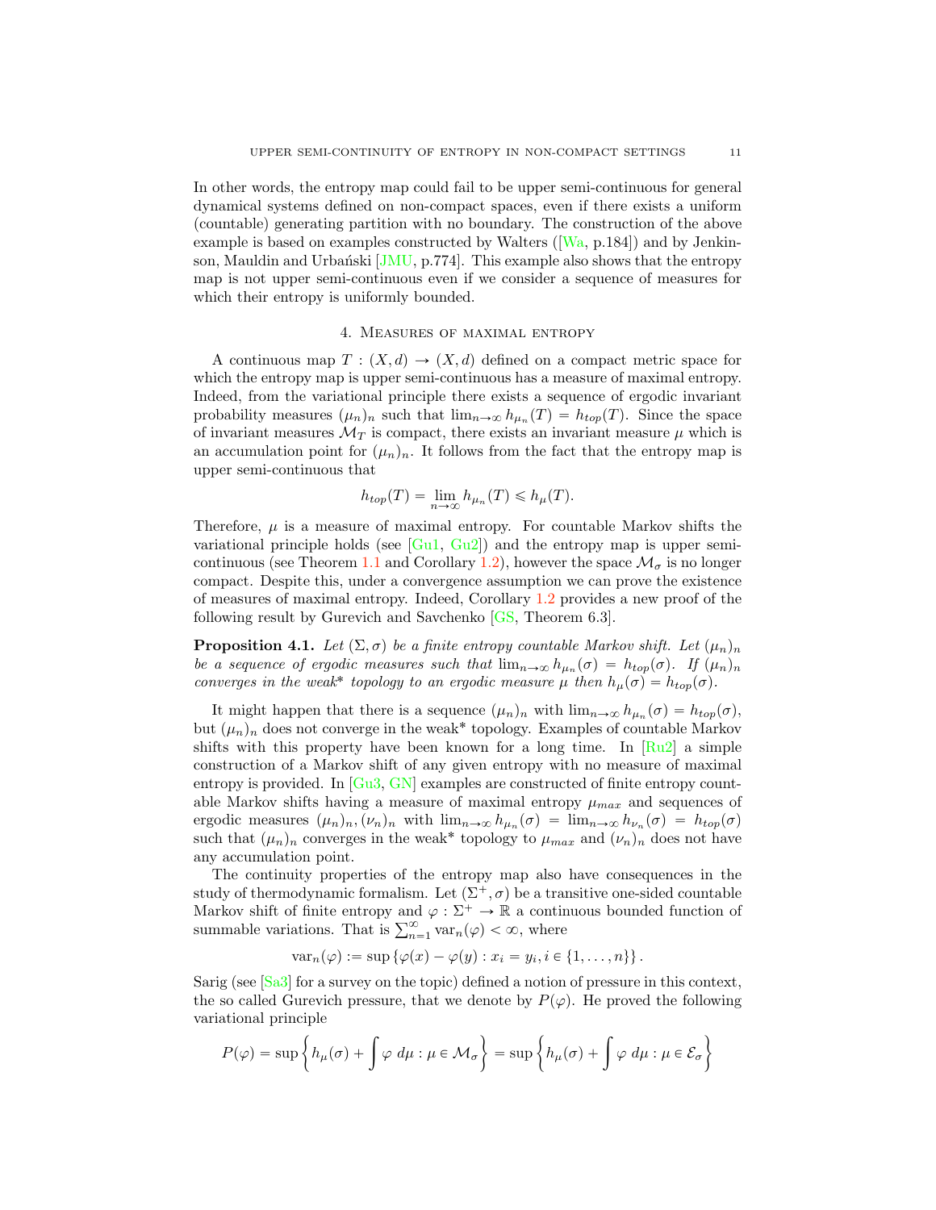In other words, the entropy map could fail to be upper semi-continuous for general dynamical systems defined on non-compact spaces, even if there exists a uniform (countable) generating partition with no boundary. The construction of the above example is based on examples constructed by Walters ([Wa, p.184]) and by Jenkinson, Mauldin and Urbański [JMU, p.774]. This example also shows that the entropy map is not upper semi-continuous even if we consider a sequence of measures for which their entropy is uniformly bounded.

## 4. Measures of maximal entropy

A continuous map $T : (X, d) \to (X, d)$ defined on a compact metric space for which the entropy map is upper semi-continuous has a measure of maximal entropy. Indeed, from the variational principle there exists a sequence of ergodic invariant probability measures $(\mu_n)_n$ such that $\lim_{n\to\infty} h_{\mu_n}(T) = h_{top}(T)$. Since the space of invariant measures $\mathcal{M}_T$ is compact, there exists an invariant measure $\mu$ which is an accumulation point for $(\mu_n)_n$. It follows from the fact that the entropy map is upper semi-continuous that

$$h_{top}(T) = \lim_{n\to\infty} h_{\mu_n}(T) \leqslant h_\mu(T).$$

Therefore, $\mu$ is a measure of maximal entropy. For countable Markov shifts the variational principle holds (see [Gu1, Gu2]) and the entropy map is upper semi-continuous (see Theorem 1.1 and Corollary 1.2), however the space $\mathcal{M}_\sigma$ is no longer compact. Despite this, under a convergence assumption we can prove the existence of measures of maximal entropy. Indeed, Corollary 1.2 provides a new proof of the following result by Gurevich and Savchenko [GS, Theorem 6.3].

**Proposition 4.1.** *Let $(\Sigma, \sigma)$ be a finite entropy countable Markov shift. Let $(\mu_n)_n$ be a sequence of ergodic measures such that $\lim_{n\to\infty} h_{\mu_n}(\sigma) = h_{top}(\sigma)$. If $(\mu_n)_n$ converges in the weak\* topology to an ergodic measure $\mu$ then $h_\mu(\sigma) = h_{top}(\sigma)$.*

It might happen that there is a sequence $(\mu_n)_n$ with $\lim_{n\to\infty} h_{\mu_n}(\sigma) = h_{top}(\sigma)$, but $(\mu_n)_n$ does not converge in the weak\* topology. Examples of countable Markov shifts with this property have been known for a long time. In [Ru2] a simple construction of a Markov shift of any given entropy with no measure of maximal entropy is provided. In [Gu3, GN] examples are constructed of finite entropy countable Markov shifts having a measure of maximal entropy $\mu_{max}$ and sequences of ergodic measures $(\mu_n)_n, (\nu_n)_n$ with $\lim_{n\to\infty} h_{\mu_n}(\sigma) = \lim_{n\to\infty} h_{\nu_n}(\sigma) = h_{top}(\sigma)$ such that $(\mu_n)_n$ converges in the weak\* topology to $\mu_{max}$ and $(\nu_n)_n$ does not have any accumulation point.

The continuity properties of the entropy map also have consequences in the study of thermodynamic formalism. Let $(\Sigma^+, \sigma)$ be a transitive one-sided countable Markov shift of finite entropy and $\varphi : \Sigma^+ \to \mathbb{R}$ a continuous bounded function of summable variations. That is $\sum_{n=1}^{\infty} \mathrm{var}_n(\varphi) < \infty$, where

$$\mathrm{var}_n(\varphi) := \sup \{\varphi(x) - \varphi(y) : x_i = y_i, i \in \{1, \dots, n\}\}.$$

Sarig (see [Sa3] for a survey on the topic) defined a notion of pressure in this context, the so called Gurevich pressure, that we denote by $P(\varphi)$. He proved the following variational principle

$$P(\varphi) = \sup\left\{ h_\mu(\sigma) + \int \varphi \, d\mu : \mu \in \mathcal{M}_\sigma \right\} = \sup\left\{ h_\mu(\sigma) + \int \varphi \, d\mu : \mu \in \mathcal{E}_\sigma \right\}$$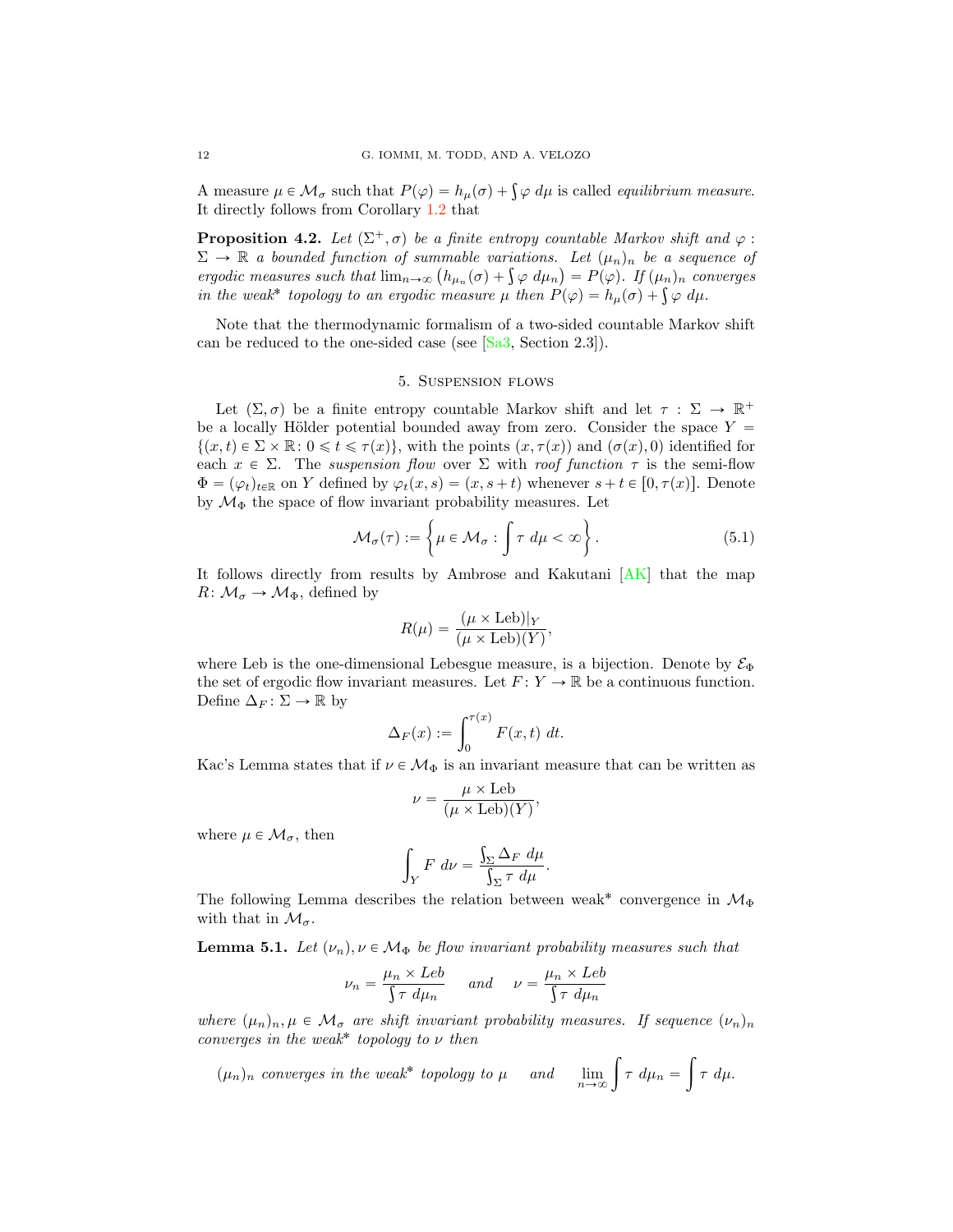A measure $\mu \in \mathcal{M}_\sigma$ such that $P(\varphi) = h_\mu(\sigma) + \int \varphi \, d\mu$ is called *equilibrium measure*. It directly follows from Corollary 1.2 that

**Proposition 4.2.** *Let $(\Sigma^+, \sigma)$ be a finite entropy countable Markov shift and $\varphi : \Sigma \to \mathbb{R}$ a bounded function of summable variations. Let $(\mu_n)_n$ be a sequence of ergodic measures such that $\lim_{n\to\infty} \left(h_{\mu_n}(\sigma) + \int \varphi \, d\mu_n\right) = P(\varphi)$. If $(\mu_n)_n$ converges in the weak\* topology to an ergodic measure $\mu$ then $P(\varphi) = h_\mu(\sigma) + \int \varphi \, d\mu$.*

Note that the thermodynamic formalism of a two-sided countable Markov shift can be reduced to the one-sided case (see [Sa3, Section 2.3]).

## 5. Suspension flows

Let $(\Sigma, \sigma)$ be a finite entropy countable Markov shift and let $\tau : \Sigma \to \mathbb{R}^+$ be a locally Hölder potential bounded away from zero. Consider the space $Y = \{(x, t) \in \Sigma \times \mathbb{R} \colon 0 \leqslant t \leqslant \tau(x)\}$, with the points $(x, \tau(x))$ and $(\sigma(x), 0)$ identified for each $x \in \Sigma$. The *suspension flow* over $\Sigma$ with *roof function* $\tau$ is the semi-flow $\Phi = (\varphi_t)_{t\in\mathbb{R}}$ on $Y$ defined by $\varphi_t(x, s) = (x, s + t)$ whenever $s + t \in [0, \tau(x)]$. Denote by $\mathcal{M}_\Phi$ the space of flow invariant probability measures. Let

$$\mathcal{M}_\sigma(\tau) := \left\{ \mu \in \mathcal{M}_\sigma : \int \tau \, d\mu < \infty \right\}. \tag{5.1}$$

It follows directly from results by Ambrose and Kakutani [AK] that the map $R\colon \mathcal{M}_\sigma \to \mathcal{M}_\Phi$, defined by

$$R(\mu) = \frac{(\mu \times \mathrm{Leb})|_Y}{(\mu \times \mathrm{Leb})(Y)},$$

where Leb is the one-dimensional Lebesgue measure, is a bijection. Denote by $\mathcal{E}_\Phi$ the set of ergodic flow invariant measures. Let $F\colon Y \to \mathbb{R}$ be a continuous function. Define $\Delta_F \colon \Sigma \to \mathbb{R}$ by

$$\Delta_F(x) := \int_0^{\tau(x)} F(x, t) \, dt.$$

Kac's Lemma states that if $\nu \in \mathcal{M}_\Phi$ is an invariant measure that can be written as

$$\nu = \frac{\mu \times \mathrm{Leb}}{(\mu \times \mathrm{Leb})(Y)},$$

where $\mu \in \mathcal{M}_\sigma$, then

$$\int_Y F \, d\nu = \frac{\int_\Sigma \Delta_F \, d\mu}{\int_\Sigma \tau \, d\mu}.$$

The following Lemma describes the relation between weak\* convergence in $\mathcal{M}_\Phi$ with that in $\mathcal{M}_\sigma$.

**Lemma 5.1.** *Let $(\nu_n), \nu \in \mathcal{M}_\Phi$ be flow invariant probability measures such that*

$$\nu_n = \frac{\mu_n \times Leb}{\int \tau \, d\mu_n} \quad \textit{and} \quad \nu = \frac{\mu_n \times Leb}{\int \tau \, d\mu_n}$$

*where $(\mu_n)_n, \mu \in \mathcal{M}_\sigma$ are shift invariant probability measures. If sequence $(\nu_n)_n$ converges in the weak\* topology to $\nu$ then*

$$(\mu_n)_n \text{ converges in the weak* topology to } \mu \quad \text{and} \quad \lim_{n\to\infty} \int \tau \, d\mu_n = \int \tau \, d\mu.$$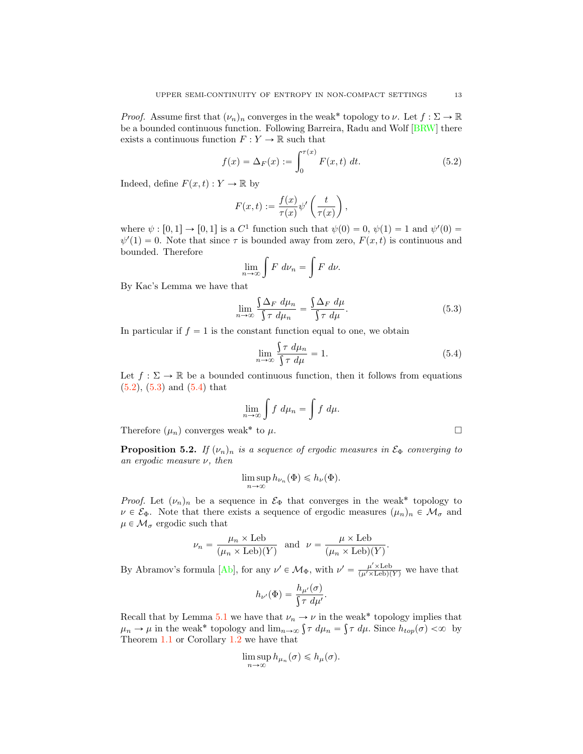*Proof.* Assume first that $(\nu_n)_n$ converges in the weak* topology to $\nu$. Let $f : \Sigma \to \mathbb{R}$ be a bounded continuous function. Following Barreira, Radu and Wolf [BRW] there exists a continuous function $F : Y \to \mathbb{R}$ such that

$$f(x) = \Delta_F(x) := \int_0^{\tau(x)} F(x,t)\ dt. \tag{5.2}$$

Indeed, define $F(x,t) : Y \to \mathbb{R}$ by

$$F(x,t) := \frac{f(x)}{\tau(x)} \psi' \left( \frac{t}{\tau(x)} \right),$$

where $\psi : [0,1] \to [0,1]$ is a $C^1$ function such that $\psi(0) = 0$, $\psi(1) = 1$ and $\psi'(0) = \psi'(1) = 0$. Note that since $\tau$ is bounded away from zero, $F(x,t)$ is continuous and bounded. Therefore

$$\lim_{n \to \infty} \int F\ d\nu_n = \int F\ d\nu.$$

By Kac's Lemma we have that

$$\lim_{n \to \infty} \frac{\int \Delta_F\ d\mu_n}{\int \tau\ d\mu_n} = \frac{\int \Delta_F\ d\mu}{\int \tau\ d\mu}. \tag{5.3}$$

In particular if $f = 1$ is the constant function equal to one, we obtain

$$\lim_{n \to \infty} \frac{\int \tau\ d\mu_n}{\int \tau\ d\mu} = 1. \tag{5.4}$$

Let $f : \Sigma \to \mathbb{R}$ be a bounded continuous function, then it follows from equations (5.2), (5.3) and (5.4) that

$$\lim_{n \to \infty} \int f\ d\mu_n = \int f\ d\mu.$$

Therefore $(\mu_n)$ converges weak* to $\mu$. $\square$

**Proposition 5.2.** *If $(\nu_n)_n$ is a sequence of ergodic measures in $\mathcal{E}_\Phi$ converging to an ergodic measure $\nu$, then*

$$\limsup_{n \to \infty} h_{\nu_n}(\Phi) \leqslant h_\nu(\Phi).$$

*Proof.* Let $(\nu_n)_n$ be a sequence in $\mathcal{E}_\Phi$ that converges in the weak* topology to $\nu \in \mathcal{E}_\Phi$. Note that there exists a sequence of ergodic measures $(\mu_n)_n \in \mathcal{M}_\sigma$ and $\mu \in \mathcal{M}_\sigma$ ergodic such that

$$\nu_n = \frac{\mu_n \times \text{Leb}}{(\mu_n \times \text{Leb})(Y)} \quad \text{and} \quad \nu = \frac{\mu \times \text{Leb}}{(\mu_n \times \text{Leb})(Y)}.$$

By Abramov's formula [Ab], for any $\nu' \in \mathcal{M}_\Phi$, with $\nu' = \frac{\mu' \times \text{Leb}}{(\mu' \times \text{Leb})(Y)}$ we have that

$$h_{\nu'}(\Phi) = \frac{h_{\mu'}(\sigma)}{\int \tau\ d\mu'}.$$

Recall that by Lemma 5.1 we have that $\nu_n \to \nu$ in the weak* topology implies that $\mu_n \to \mu$ in the weak* topology and $\lim_{n \to \infty} \int \tau\ d\mu_n = \int \tau\ d\mu$. Since $h_{top}(\sigma) < \infty$ by Theorem 1.1 or Corollary 1.2 we have that

$$\limsup_{n \to \infty} h_{\mu_n}(\sigma) \leqslant h_\mu(\sigma).$$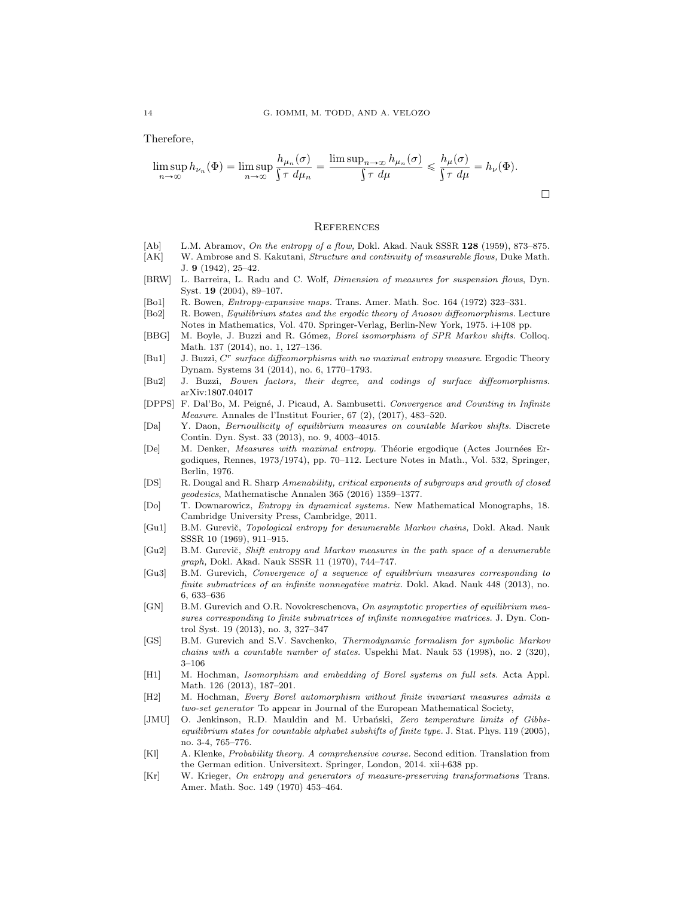Therefore,

$$\limsup_{n\to\infty} h_{\nu_n}(\Phi) = \limsup_{n\to\infty} \frac{h_{\mu_n}(\sigma)}{\int \tau \, d\mu_n} = \frac{\limsup_{n\to\infty} h_{\mu_n}(\sigma)}{\int \tau \, d\mu} \leqslant \frac{h_\mu(\sigma)}{\int \tau \, d\mu} = h_\nu(\Phi).$$

□

## References

- [Ab] L.M. Abramov, *On the entropy of a flow,* Dokl. Akad. Nauk SSSR **128** (1959), 873–875.
- [AK] W. Ambrose and S. Kakutani, *Structure and continuity of measurable flows,* Duke Math. J. **9** (1942), 25–42.
- [BRW] L. Barreira, L. Radu and C. Wolf, *Dimension of measures for suspension flows*, Dyn. Syst. **19** (2004), 89–107.
- [Bo1] R. Bowen, *Entropy-expansive maps.* Trans. Amer. Math. Soc. 164 (1972) 323–331.
- [Bo2] R. Bowen, *Equilibrium states and the ergodic theory of Anosov diffeomorphisms.* Lecture Notes in Mathematics, Vol. 470. Springer-Verlag, Berlin-New York, 1975. i+108 pp.
- [BBG] M. Boyle, J. Buzzi and R. Gómez, *Borel isomorphism of SPR Markov shifts.* Colloq. Math. 137 (2014), no. 1, 127–136.
- [Bu1] J. Buzzi, *$C^r$ surface diffeomorphisms with no maximal entropy measure*. Ergodic Theory Dynam. Systems 34 (2014), no. 6, 1770–1793.
- [Bu2] J. Buzzi, *Bowen factors, their degree, and codings of surface diffeomorphisms.* arXiv:1807.04017
- [DPPS] F. Dal'Bo, M. Peigné, J. Picaud, A. Sambusetti. *Convergence and Counting in Infinite Measure*. Annales de l'Institut Fourier, 67 (2), (2017), 483–520.
- [Da] Y. Daon, *Bernoullicity of equilibrium measures on countable Markov shifts.* Discrete Contin. Dyn. Syst. 33 (2013), no. 9, 4003–4015.
- [De] M. Denker, *Measures with maximal entropy.* Théorie ergodique (Actes Journées Ergodiques, Rennes, 1973/1974), pp. 70–112. Lecture Notes in Math., Vol. 532, Springer, Berlin, 1976.
- [DS] R. Dougal and R. Sharp *Amenability, critical exponents of subgroups and growth of closed geodesics*, Mathematische Annalen 365 (2016) 1359–1377.
- [Do] T. Downarowicz, *Entropy in dynamical systems.* New Mathematical Monographs, 18. Cambridge University Press, Cambridge, 2011.
- [Gu1] B.M. Gurevič, *Topological entropy for denumerable Markov chains,* Dokl. Akad. Nauk SSSR 10 (1969), 911–915.
- [Gu2] B.M. Gurevič, *Shift entropy and Markov measures in the path space of a denumerable graph,* Dokl. Akad. Nauk SSSR 11 (1970), 744–747.
- [Gu3] B.M. Gurevich, *Convergence of a sequence of equilibrium measures corresponding to finite submatrices of an infinite nonnegative matrix.* Dokl. Akad. Nauk 448 (2013), no. 6, 633–636
- [GN] B.M. Gurevich and O.R. Novokreschenova, *On asymptotic properties of equilibrium measures corresponding to finite submatrices of infinite nonnegative matrices.* J. Dyn. Control Syst. 19 (2013), no. 3, 327–347
- [GS] B.M. Gurevich and S.V. Savchenko, *Thermodynamic formalism for symbolic Markov chains with a countable number of states.* Uspekhi Mat. Nauk 53 (1998), no. 2 (320), 3–106
- [H1] M. Hochman, *Isomorphism and embedding of Borel systems on full sets.* Acta Appl. Math. 126 (2013), 187–201.
- [H2] M. Hochman, *Every Borel automorphism without finite invariant measures admits a two-set generator* To appear in Journal of the European Mathematical Society,
- [JMU] O. Jenkinson, R.D. Mauldin and M. Urbański, *Zero temperature limits of Gibbs-equilibrium states for countable alphabet subshifts of finite type.* J. Stat. Phys. 119 (2005), no. 3-4, 765–776.
- [Kl] A. Klenke, *Probability theory. A comprehensive course.* Second edition. Translation from the German edition. Universitext. Springer, London, 2014. xii+638 pp.
- [Kr] W. Krieger, *On entropy and generators of measure-preserving transformations* Trans. Amer. Math. Soc. 149 (1970) 453–464.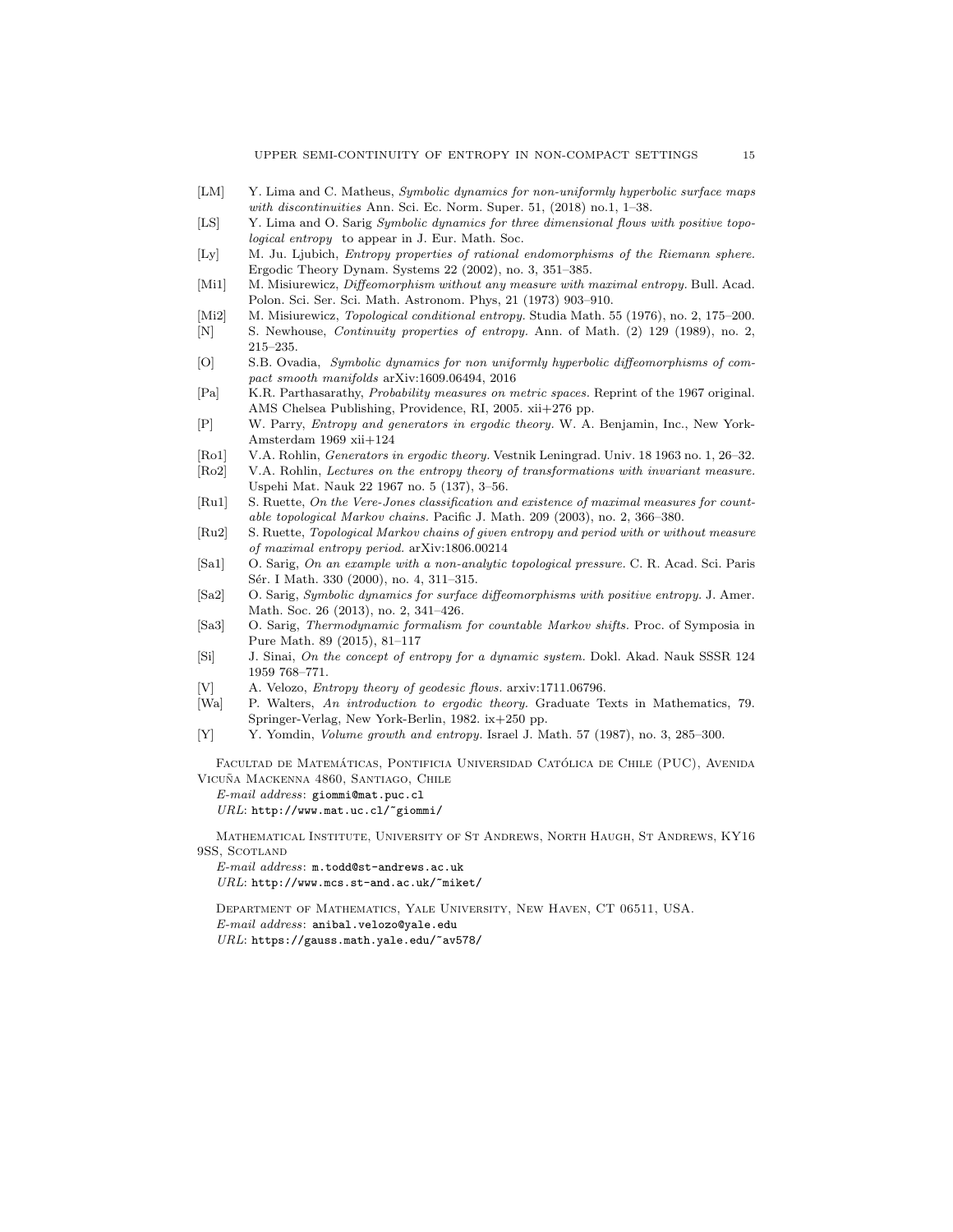[LM] Y. Lima and C. Matheus, *Symbolic dynamics for non-uniformly hyperbolic surface maps with discontinuities* Ann. Sci. Ec. Norm. Super. 51, (2018) no.1, 1–38.

[LS] Y. Lima and O. Sarig *Symbolic dynamics for three dimensional flows with positive topological entropy* to appear in J. Eur. Math. Soc.

[Ly] M. Ju. Ljubich, *Entropy properties of rational endomorphisms of the Riemann sphere.* Ergodic Theory Dynam. Systems 22 (2002), no. 3, 351–385.

[Mi1] M. Misiurewicz, *Diffeomorphism without any measure with maximal entropy.* Bull. Acad. Polon. Sci. Ser. Sci. Math. Astronom. Phys, 21 (1973) 903–910.

[Mi2] M. Misiurewicz, *Topological conditional entropy.* Studia Math. 55 (1976), no. 2, 175–200.

[N] S. Newhouse, *Continuity properties of entropy.* Ann. of Math. (2) 129 (1989), no. 2, 215–235.

[O] S.B. Ovadia, *Symbolic dynamics for non uniformly hyperbolic diffeomorphisms of compact smooth manifolds* arXiv:1609.06494, 2016

[Pa] K.R. Parthasarathy, *Probability measures on metric spaces.* Reprint of the 1967 original. AMS Chelsea Publishing, Providence, RI, 2005. xii+276 pp.

[P] W. Parry, *Entropy and generators in ergodic theory.* W. A. Benjamin, Inc., New York-Amsterdam 1969 xii+124

[Ro1] V.A. Rohlin, *Generators in ergodic theory.* Vestnik Leningrad. Univ. 18 1963 no. 1, 26–32.

[Ro2] V.A. Rohlin, *Lectures on the entropy theory of transformations with invariant measure.* Uspehi Mat. Nauk 22 1967 no. 5 (137), 3–56.

[Ru1] S. Ruette, *On the Vere-Jones classification and existence of maximal measures for countable topological Markov chains.* Pacific J. Math. 209 (2003), no. 2, 366–380.

[Ru2] S. Ruette, *Topological Markov chains of given entropy and period with or without measure of maximal entropy period.* arXiv:1806.00214

[Sa1] O. Sarig, *On an example with a non-analytic topological pressure.* C. R. Acad. Sci. Paris Sér. I Math. 330 (2000), no. 4, 311–315.

[Sa2] O. Sarig, *Symbolic dynamics for surface diffeomorphisms with positive entropy.* J. Amer. Math. Soc. 26 (2013), no. 2, 341–426.

[Sa3] O. Sarig, *Thermodynamic formalism for countable Markov shifts.* Proc. of Symposia in Pure Math. 89 (2015), 81–117

[Si] J. Sinai, *On the concept of entropy for a dynamic system.* Dokl. Akad. Nauk SSSR 124 1959 768–771.

[V] A. Velozo, *Entropy theory of geodesic flows.* arxiv:1711.06796.

[Wa] P. Walters, *An introduction to ergodic theory.* Graduate Texts in Mathematics, 79. Springer-Verlag, New York-Berlin, 1982. ix+250 pp.

[Y] Y. Yomdin, *Volume growth and entropy.* Israel J. Math. 57 (1987), no. 3, 285–300.

Facultad de Matemáticas, Pontificia Universidad Católica de Chile (PUC), Avenida Vicuña Mackenna 4860, Santiago, Chile

*E-mail address*: giommi@mat.puc.cl

*URL*: http://www.mat.uc.cl/~giommi/

Mathematical Institute, University of St Andrews, North Haugh, St Andrews, KY16 9SS, Scotland

*E-mail address*: m.todd@st-andrews.ac.uk

*URL*: http://www.mcs.st-and.ac.uk/~miket/

Department of Mathematics, Yale University, New Haven, CT 06511, USA.

*E-mail address*: anibal.velozo@yale.edu

*URL*: https://gauss.math.yale.edu/~av578/